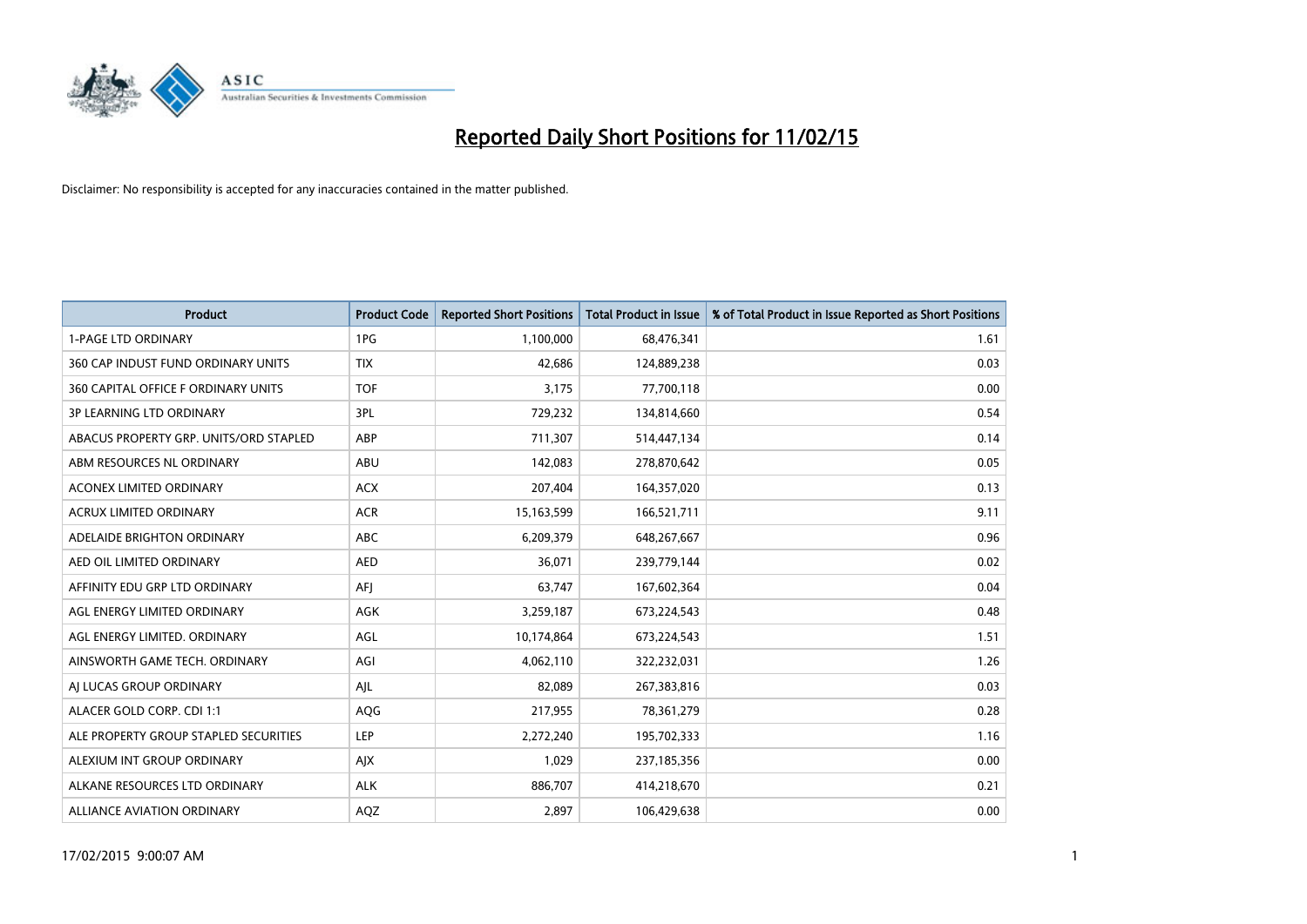# Reported Daily Short Positions for 11/02/15

Disclaimer: No responsibility is accepted for any inaccuracies contained in the matter published.

| Product | Product Code | Reported Short Positions | Total Product in Issue | % of Total Product in Issue Reported as Short Positions |
| --- | --- | --- | --- | --- |
| 1-PAGE LTD ORDINARY | 1PG | 1,100,000 | 68,476,341 | 1.61 |
| 360 CAP INDUST FUND ORDINARY UNITS | TIX | 42,686 | 124,889,238 | 0.03 |
| 360 CAPITAL OFFICE F ORDINARY UNITS | TOF | 3,175 | 77,700,118 | 0.00 |
| 3P LEARNING LTD ORDINARY | 3PL | 729,232 | 134,814,660 | 0.54 |
| ABACUS PROPERTY GRP. UNITS/ORD STAPLED | ABP | 711,307 | 514,447,134 | 0.14 |
| ABM RESOURCES NL ORDINARY | ABU | 142,083 | 278,870,642 | 0.05 |
| ACONEX LIMITED ORDINARY | ACX | 207,404 | 164,357,020 | 0.13 |
| ACRUX LIMITED ORDINARY | ACR | 15,163,599 | 166,521,711 | 9.11 |
| ADELAIDE BRIGHTON ORDINARY | ABC | 6,209,379 | 648,267,667 | 0.96 |
| AED OIL LIMITED ORDINARY | AED | 36,071 | 239,779,144 | 0.02 |
| AFFINITY EDU GRP LTD ORDINARY | AFJ | 63,747 | 167,602,364 | 0.04 |
| AGL ENERGY LIMITED ORDINARY | AGK | 3,259,187 | 673,224,543 | 0.48 |
| AGL ENERGY LIMITED. ORDINARY | AGL | 10,174,864 | 673,224,543 | 1.51 |
| AINSWORTH GAME TECH. ORDINARY | AGI | 4,062,110 | 322,232,031 | 1.26 |
| AJ LUCAS GROUP ORDINARY | AJL | 82,089 | 267,383,816 | 0.03 |
| ALACER GOLD CORP. CDI 1:1 | AQG | 217,955 | 78,361,279 | 0.28 |
| ALE PROPERTY GROUP STAPLED SECURITIES | LEP | 2,272,240 | 195,702,333 | 1.16 |
| ALEXIUM INT GROUP ORDINARY | AJX | 1,029 | 237,185,356 | 0.00 |
| ALKANE RESOURCES LTD ORDINARY | ALK | 886,707 | 414,218,670 | 0.21 |
| ALLIANCE AVIATION ORDINARY | AQZ | 2,897 | 106,429,638 | 0.00 |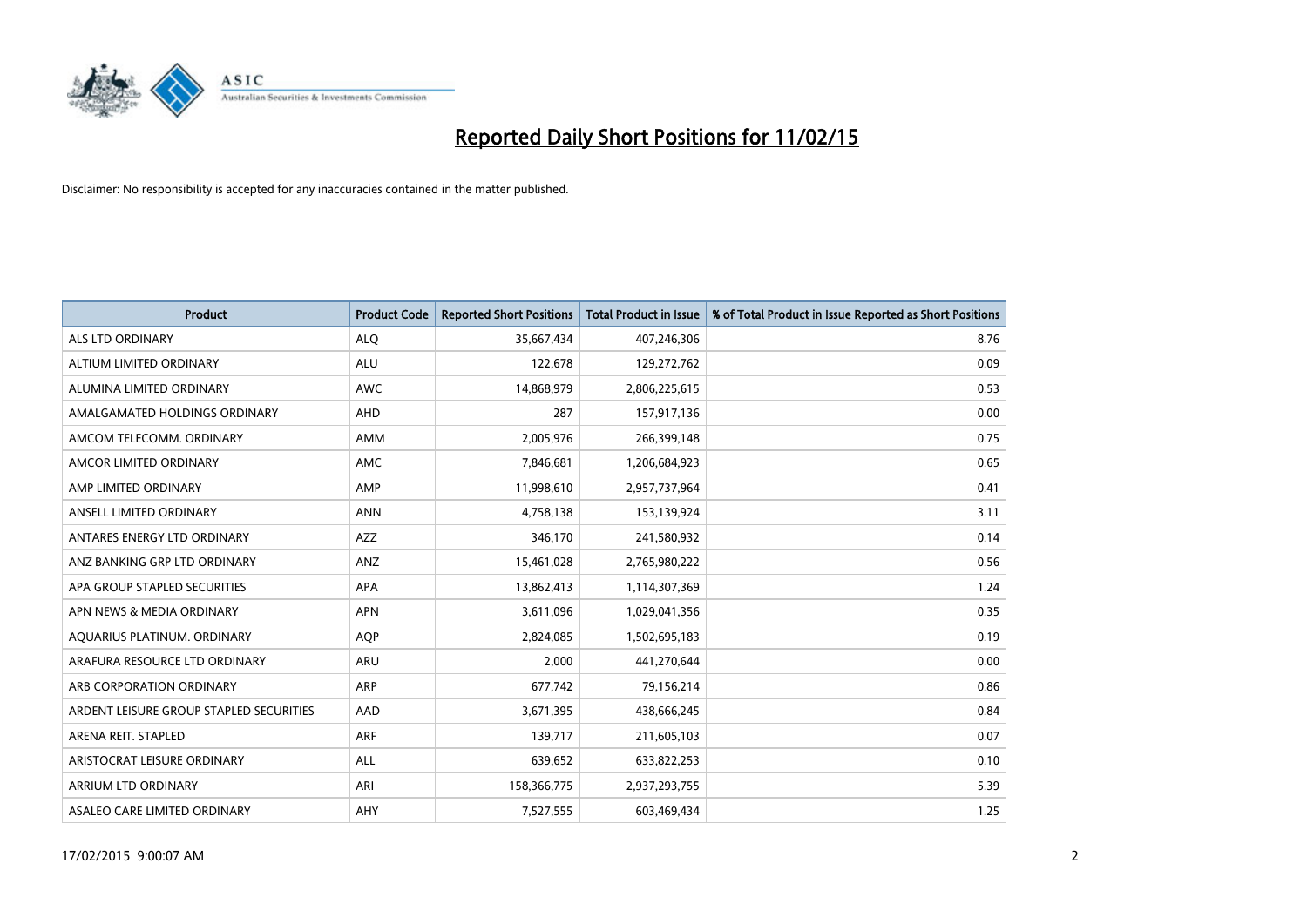# Reported Daily Short Positions for 11/02/15

Disclaimer: No responsibility is accepted for any inaccuracies contained in the matter published.

| Product | Product Code | Reported Short Positions | Total Product in Issue | % of Total Product in Issue Reported as Short Positions |
|---|---|---|---|---|
| ALS LTD ORDINARY | ALQ | 35,667,434 | 407,246,306 | 8.76 |
| ALTIUM LIMITED ORDINARY | ALU | 122,678 | 129,272,762 | 0.09 |
| ALUMINA LIMITED ORDINARY | AWC | 14,868,979 | 2,806,225,615 | 0.53 |
| AMALGAMATED HOLDINGS ORDINARY | AHD | 287 | 157,917,136 | 0.00 |
| AMCOM TELECOMM. ORDINARY | AMM | 2,005,976 | 266,399,148 | 0.75 |
| AMCOR LIMITED ORDINARY | AMC | 7,846,681 | 1,206,684,923 | 0.65 |
| AMP LIMITED ORDINARY | AMP | 11,998,610 | 2,957,737,964 | 0.41 |
| ANSELL LIMITED ORDINARY | ANN | 4,758,138 | 153,139,924 | 3.11 |
| ANTARES ENERGY LTD ORDINARY | AZZ | 346,170 | 241,580,932 | 0.14 |
| ANZ BANKING GRP LTD ORDINARY | ANZ | 15,461,028 | 2,765,980,222 | 0.56 |
| APA GROUP STAPLED SECURITIES | APA | 13,862,413 | 1,114,307,369 | 1.24 |
| APN NEWS & MEDIA ORDINARY | APN | 3,611,096 | 1,029,041,356 | 0.35 |
| AQUARIUS PLATINUM. ORDINARY | AQP | 2,824,085 | 1,502,695,183 | 0.19 |
| ARAFURA RESOURCE LTD ORDINARY | ARU | 2,000 | 441,270,644 | 0.00 |
| ARB CORPORATION ORDINARY | ARP | 677,742 | 79,156,214 | 0.86 |
| ARDENT LEISURE GROUP STAPLED SECURITIES | AAD | 3,671,395 | 438,666,245 | 0.84 |
| ARENA REIT. STAPLED | ARF | 139,717 | 211,605,103 | 0.07 |
| ARISTOCRAT LEISURE ORDINARY | ALL | 639,652 | 633,822,253 | 0.10 |
| ARRIUM LTD ORDINARY | ARI | 158,366,775 | 2,937,293,755 | 5.39 |
| ASALEO CARE LIMITED ORDINARY | AHY | 7,527,555 | 603,469,434 | 1.25 |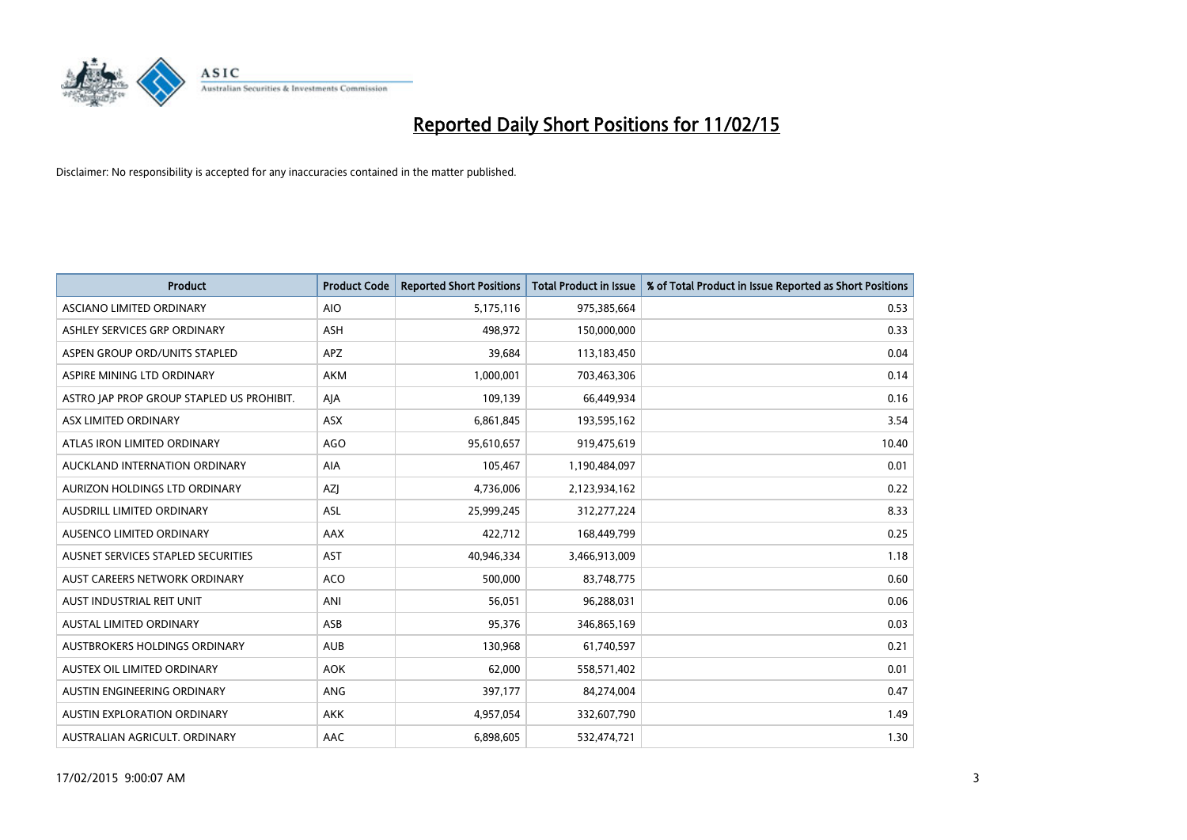# Reported Daily Short Positions for 11/02/15

Disclaimer: No responsibility is accepted for any inaccuracies contained in the matter published.

| Product | Product Code | Reported Short Positions | Total Product in Issue | % of Total Product in Issue Reported as Short Positions |
|---|---|---|---|---|
| ASCIANO LIMITED ORDINARY | AIO | 5,175,116 | 975,385,664 | 0.53 |
| ASHLEY SERVICES GRP ORDINARY | ASH | 498,972 | 150,000,000 | 0.33 |
| ASPEN GROUP ORD/UNITS STAPLED | APZ | 39,684 | 113,183,450 | 0.04 |
| ASPIRE MINING LTD ORDINARY | AKM | 1,000,001 | 703,463,306 | 0.14 |
| ASTRO JAP PROP GROUP STAPLED US PROHIBIT. | AJA | 109,139 | 66,449,934 | 0.16 |
| ASX LIMITED ORDINARY | ASX | 6,861,845 | 193,595,162 | 3.54 |
| ATLAS IRON LIMITED ORDINARY | AGO | 95,610,657 | 919,475,619 | 10.40 |
| AUCKLAND INTERNATION ORDINARY | AIA | 105,467 | 1,190,484,097 | 0.01 |
| AURIZON HOLDINGS LTD ORDINARY | AZJ | 4,736,006 | 2,123,934,162 | 0.22 |
| AUSDRILL LIMITED ORDINARY | ASL | 25,999,245 | 312,277,224 | 8.33 |
| AUSENCO LIMITED ORDINARY | AAX | 422,712 | 168,449,799 | 0.25 |
| AUSNET SERVICES STAPLED SECURITIES | AST | 40,946,334 | 3,466,913,009 | 1.18 |
| AUST CAREERS NETWORK ORDINARY | ACO | 500,000 | 83,748,775 | 0.60 |
| AUST INDUSTRIAL REIT UNIT | ANI | 56,051 | 96,288,031 | 0.06 |
| AUSTAL LIMITED ORDINARY | ASB | 95,376 | 346,865,169 | 0.03 |
| AUSTBROKERS HOLDINGS ORDINARY | AUB | 130,968 | 61,740,597 | 0.21 |
| AUSTEX OIL LIMITED ORDINARY | AOK | 62,000 | 558,571,402 | 0.01 |
| AUSTIN ENGINEERING ORDINARY | ANG | 397,177 | 84,274,004 | 0.47 |
| AUSTIN EXPLORATION ORDINARY | AKK | 4,957,054 | 332,607,790 | 1.49 |
| AUSTRALIAN AGRICULT. ORDINARY | AAC | 6,898,605 | 532,474,721 | 1.30 |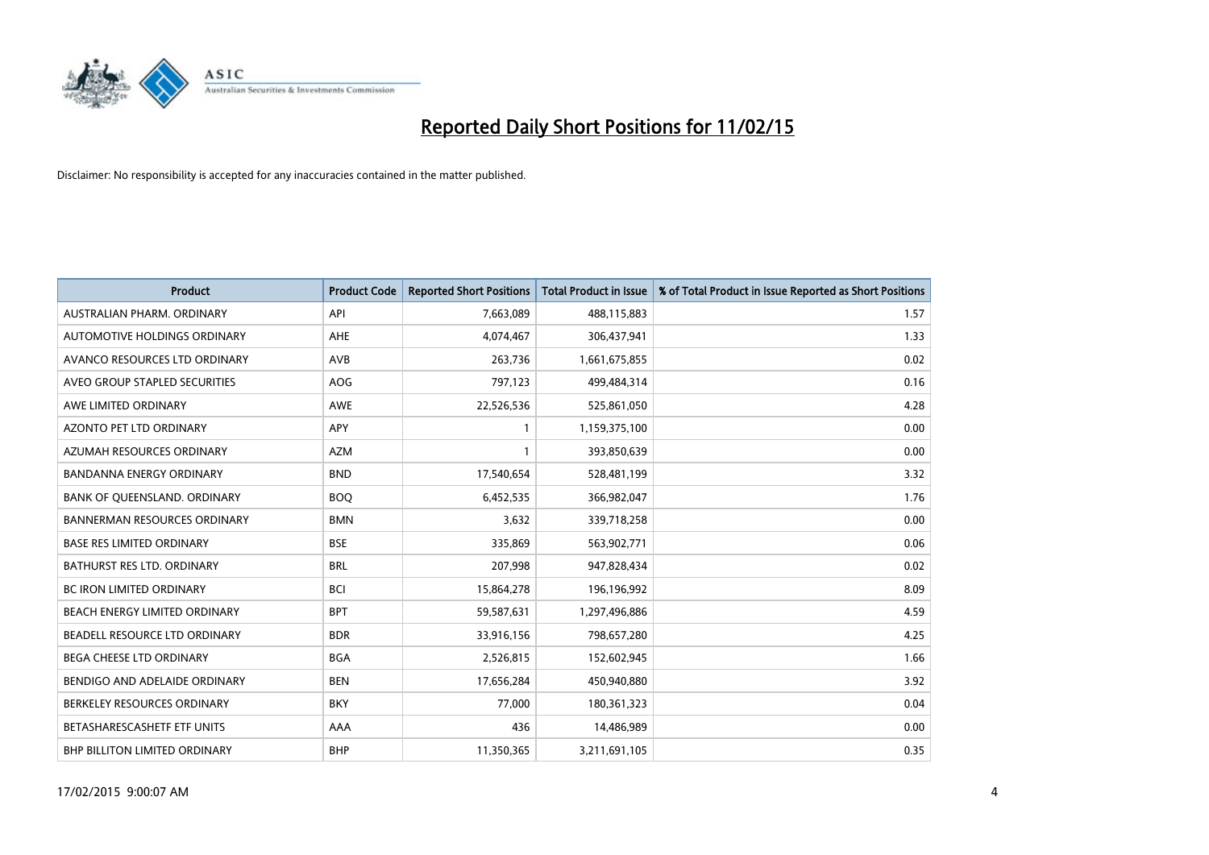# Reported Daily Short Positions for 11/02/15

Disclaimer: No responsibility is accepted for any inaccuracies contained in the matter published.

| Product | Product Code | Reported Short Positions | Total Product in Issue | % of Total Product in Issue Reported as Short Positions |
|---|---|---|---|---|
| AUSTRALIAN PHARM. ORDINARY | API | 7,663,089 | 488,115,883 | 1.57 |
| AUTOMOTIVE HOLDINGS ORDINARY | AHE | 4,074,467 | 306,437,941 | 1.33 |
| AVANCO RESOURCES LTD ORDINARY | AVB | 263,736 | 1,661,675,855 | 0.02 |
| AVEO GROUP STAPLED SECURITIES | AOG | 797,123 | 499,484,314 | 0.16 |
| AWE LIMITED ORDINARY | AWE | 22,526,536 | 525,861,050 | 4.28 |
| AZONTO PET LTD ORDINARY | APY | 1 | 1,159,375,100 | 0.00 |
| AZUMAH RESOURCES ORDINARY | AZM | 1 | 393,850,639 | 0.00 |
| BANDANNA ENERGY ORDINARY | BND | 17,540,654 | 528,481,199 | 3.32 |
| BANK OF QUEENSLAND. ORDINARY | BOQ | 6,452,535 | 366,982,047 | 1.76 |
| BANNERMAN RESOURCES ORDINARY | BMN | 3,632 | 339,718,258 | 0.00 |
| BASE RES LIMITED ORDINARY | BSE | 335,869 | 563,902,771 | 0.06 |
| BATHURST RES LTD. ORDINARY | BRL | 207,998 | 947,828,434 | 0.02 |
| BC IRON LIMITED ORDINARY | BCI | 15,864,278 | 196,196,992 | 8.09 |
| BEACH ENERGY LIMITED ORDINARY | BPT | 59,587,631 | 1,297,496,886 | 4.59 |
| BEADELL RESOURCE LTD ORDINARY | BDR | 33,916,156 | 798,657,280 | 4.25 |
| BEGA CHEESE LTD ORDINARY | BGA | 2,526,815 | 152,602,945 | 1.66 |
| BENDIGO AND ADELAIDE ORDINARY | BEN | 17,656,284 | 450,940,880 | 3.92 |
| BERKELEY RESOURCES ORDINARY | BKY | 77,000 | 180,361,323 | 0.04 |
| BETASHARESCASHETF ETF UNITS | AAA | 436 | 14,486,989 | 0.00 |
| BHP BILLITON LIMITED ORDINARY | BHP | 11,350,365 | 3,211,691,105 | 0.35 |

17/02/2015 9:00:07 AM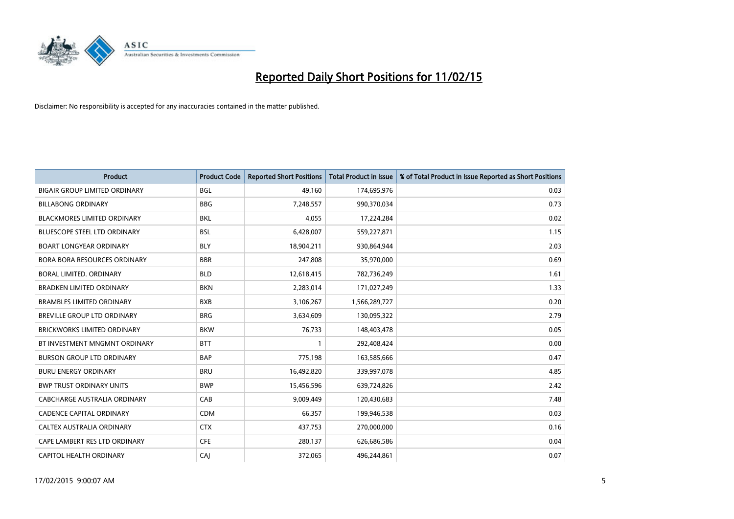# Reported Daily Short Positions for 11/02/15

Disclaimer: No responsibility is accepted for any inaccuracies contained in the matter published.

| Product | Product Code | Reported Short Positions | Total Product in Issue | % of Total Product in Issue Reported as Short Positions |
|---|---|---|---|---|
| BIGAIR GROUP LIMITED ORDINARY | BGL | 49,160 | 174,695,976 | 0.03 |
| BILLABONG ORDINARY | BBG | 7,248,557 | 990,370,034 | 0.73 |
| BLACKMORES LIMITED ORDINARY | BKL | 4,055 | 17,224,284 | 0.02 |
| BLUESCOPE STEEL LTD ORDINARY | BSL | 6,428,007 | 559,227,871 | 1.15 |
| BOART LONGYEAR ORDINARY | BLY | 18,904,211 | 930,864,944 | 2.03 |
| BORA BORA RESOURCES ORDINARY | BBR | 247,808 | 35,970,000 | 0.69 |
| BORAL LIMITED. ORDINARY | BLD | 12,618,415 | 782,736,249 | 1.61 |
| BRADKEN LIMITED ORDINARY | BKN | 2,283,014 | 171,027,249 | 1.33 |
| BRAMBLES LIMITED ORDINARY | BXB | 3,106,267 | 1,566,289,727 | 0.20 |
| BREVILLE GROUP LTD ORDINARY | BRG | 3,634,609 | 130,095,322 | 2.79 |
| BRICKWORKS LIMITED ORDINARY | BKW | 76,733 | 148,403,478 | 0.05 |
| BT INVESTMENT MNGMNT ORDINARY | BTT | 1 | 292,408,424 | 0.00 |
| BURSON GROUP LTD ORDINARY | BAP | 775,198 | 163,585,666 | 0.47 |
| BURU ENERGY ORDINARY | BRU | 16,492,820 | 339,997,078 | 4.85 |
| BWP TRUST ORDINARY UNITS | BWP | 15,456,596 | 639,724,826 | 2.42 |
| CABCHARGE AUSTRALIA ORDINARY | CAB | 9,009,449 | 120,430,683 | 7.48 |
| CADENCE CAPITAL ORDINARY | CDM | 66,357 | 199,946,538 | 0.03 |
| CALTEX AUSTRALIA ORDINARY | CTX | 437,753 | 270,000,000 | 0.16 |
| CAPE LAMBERT RES LTD ORDINARY | CFE | 280,137 | 626,686,586 | 0.04 |
| CAPITOL HEALTH ORDINARY | CAJ | 372,065 | 496,244,861 | 0.07 |

17/02/2015 9:00:07 AM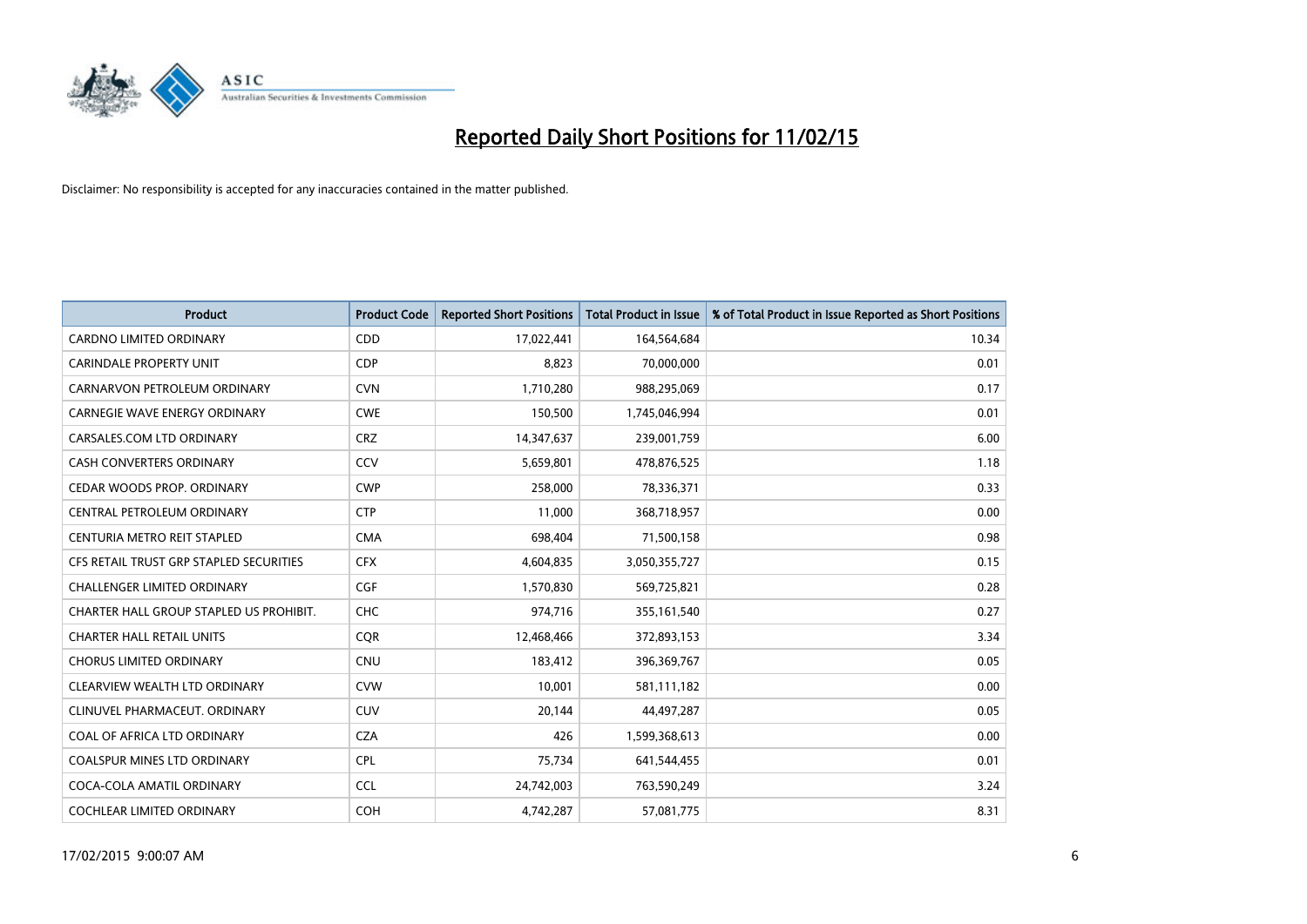# Reported Daily Short Positions for 11/02/15

Disclaimer: No responsibility is accepted for any inaccuracies contained in the matter published.

| Product | Product Code | Reported Short Positions | Total Product in Issue | % of Total Product in Issue Reported as Short Positions |
|---|---|---|---|---|
| CARDNO LIMITED ORDINARY | CDD | 17,022,441 | 164,564,684 | 10.34 |
| CARINDALE PROPERTY UNIT | CDP | 8,823 | 70,000,000 | 0.01 |
| CARNARVON PETROLEUM ORDINARY | CVN | 1,710,280 | 988,295,069 | 0.17 |
| CARNEGIE WAVE ENERGY ORDINARY | CWE | 150,500 | 1,745,046,994 | 0.01 |
| CARSALES.COM LTD ORDINARY | CRZ | 14,347,637 | 239,001,759 | 6.00 |
| CASH CONVERTERS ORDINARY | CCV | 5,659,801 | 478,876,525 | 1.18 |
| CEDAR WOODS PROP. ORDINARY | CWP | 258,000 | 78,336,371 | 0.33 |
| CENTRAL PETROLEUM ORDINARY | CTP | 11,000 | 368,718,957 | 0.00 |
| CENTURIA METRO REIT STAPLED | CMA | 698,404 | 71,500,158 | 0.98 |
| CFS RETAIL TRUST GRP STAPLED SECURITIES | CFX | 4,604,835 | 3,050,355,727 | 0.15 |
| CHALLENGER LIMITED ORDINARY | CGF | 1,570,830 | 569,725,821 | 0.28 |
| CHARTER HALL GROUP STAPLED US PROHIBIT. | CHC | 974,716 | 355,161,540 | 0.27 |
| CHARTER HALL RETAIL UNITS | CQR | 12,468,466 | 372,893,153 | 3.34 |
| CHORUS LIMITED ORDINARY | CNU | 183,412 | 396,369,767 | 0.05 |
| CLEARVIEW WEALTH LTD ORDINARY | CVW | 10,001 | 581,111,182 | 0.00 |
| CLINUVEL PHARMACEUT. ORDINARY | CUV | 20,144 | 44,497,287 | 0.05 |
| COAL OF AFRICA LTD ORDINARY | CZA | 426 | 1,599,368,613 | 0.00 |
| COALSPUR MINES LTD ORDINARY | CPL | 75,734 | 641,544,455 | 0.01 |
| COCA-COLA AMATIL ORDINARY | CCL | 24,742,003 | 763,590,249 | 3.24 |
| COCHLEAR LIMITED ORDINARY | COH | 4,742,287 | 57,081,775 | 8.31 |

17/02/2015 9:00:07 AM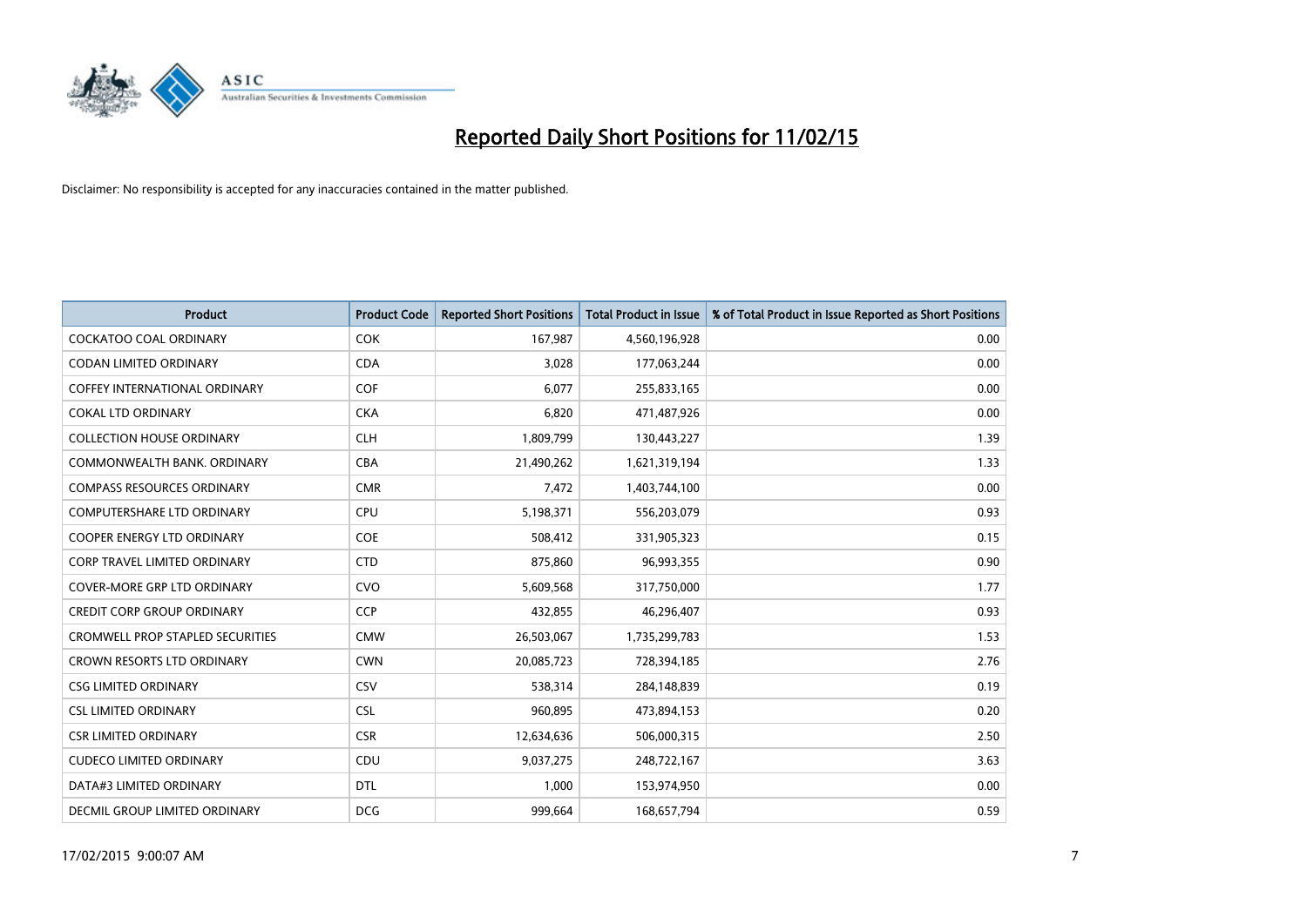# Reported Daily Short Positions for 11/02/15

Disclaimer: No responsibility is accepted for any inaccuracies contained in the matter published.

| Product | Product Code | Reported Short Positions | Total Product in Issue | % of Total Product in Issue Reported as Short Positions |
|---|---|---|---|---|
| COCKATOO COAL ORDINARY | COK | 167,987 | 4,560,196,928 | 0.00 |
| CODAN LIMITED ORDINARY | CDA | 3,028 | 177,063,244 | 0.00 |
| COFFEY INTERNATIONAL ORDINARY | COF | 6,077 | 255,833,165 | 0.00 |
| COKAL LTD ORDINARY | CKA | 6,820 | 471,487,926 | 0.00 |
| COLLECTION HOUSE ORDINARY | CLH | 1,809,799 | 130,443,227 | 1.39 |
| COMMONWEALTH BANK. ORDINARY | CBA | 21,490,262 | 1,621,319,194 | 1.33 |
| COMPASS RESOURCES ORDINARY | CMR | 7,472 | 1,403,744,100 | 0.00 |
| COMPUTERSHARE LTD ORDINARY | CPU | 5,198,371 | 556,203,079 | 0.93 |
| COOPER ENERGY LTD ORDINARY | COE | 508,412 | 331,905,323 | 0.15 |
| CORP TRAVEL LIMITED ORDINARY | CTD | 875,860 | 96,993,355 | 0.90 |
| COVER-MORE GRP LTD ORDINARY | CVO | 5,609,568 | 317,750,000 | 1.77 |
| CREDIT CORP GROUP ORDINARY | CCP | 432,855 | 46,296,407 | 0.93 |
| CROMWELL PROP STAPLED SECURITIES | CMW | 26,503,067 | 1,735,299,783 | 1.53 |
| CROWN RESORTS LTD ORDINARY | CWN | 20,085,723 | 728,394,185 | 2.76 |
| CSG LIMITED ORDINARY | CSV | 538,314 | 284,148,839 | 0.19 |
| CSL LIMITED ORDINARY | CSL | 960,895 | 473,894,153 | 0.20 |
| CSR LIMITED ORDINARY | CSR | 12,634,636 | 506,000,315 | 2.50 |
| CUDECO LIMITED ORDINARY | CDU | 9,037,275 | 248,722,167 | 3.63 |
| DATA#3 LIMITED ORDINARY | DTL | 1,000 | 153,974,950 | 0.00 |
| DECMIL GROUP LIMITED ORDINARY | DCG | 999,664 | 168,657,794 | 0.59 |

17/02/2015 9:00:07 AM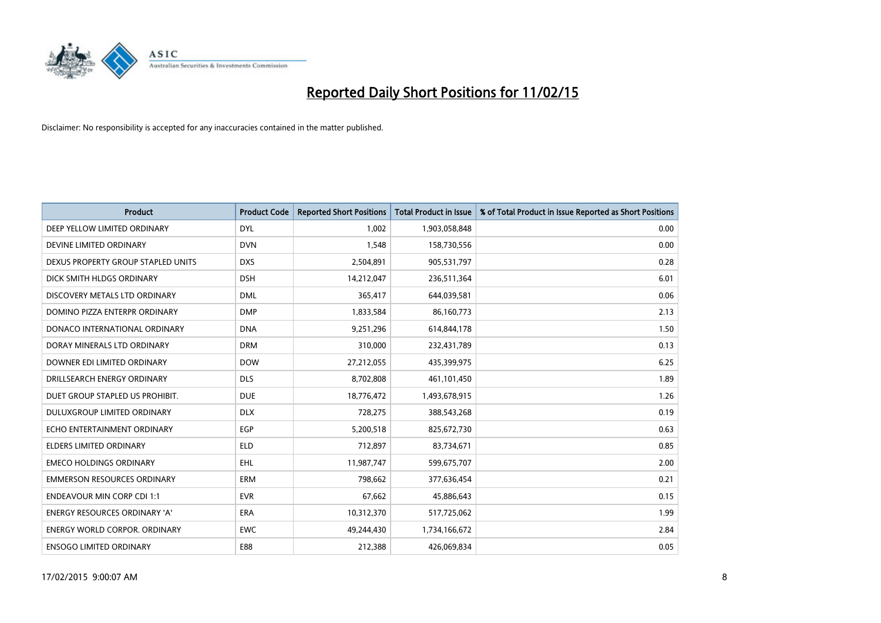# Reported Daily Short Positions for 11/02/15

Disclaimer: No responsibility is accepted for any inaccuracies contained in the matter published.

| Product | Product Code | Reported Short Positions | Total Product in Issue | % of Total Product in Issue Reported as Short Positions |
|---|---|---|---|---|
| DEEP YELLOW LIMITED ORDINARY | DYL | 1,002 | 1,903,058,848 | 0.00 |
| DEVINE LIMITED ORDINARY | DVN | 1,548 | 158,730,556 | 0.00 |
| DEXUS PROPERTY GROUP STAPLED UNITS | DXS | 2,504,891 | 905,531,797 | 0.28 |
| DICK SMITH HLDGS ORDINARY | DSH | 14,212,047 | 236,511,364 | 6.01 |
| DISCOVERY METALS LTD ORDINARY | DML | 365,417 | 644,039,581 | 0.06 |
| DOMINO PIZZA ENTERPR ORDINARY | DMP | 1,833,584 | 86,160,773 | 2.13 |
| DONACO INTERNATIONAL ORDINARY | DNA | 9,251,296 | 614,844,178 | 1.50 |
| DORAY MINERALS LTD ORDINARY | DRM | 310,000 | 232,431,789 | 0.13 |
| DOWNER EDI LIMITED ORDINARY | DOW | 27,212,055 | 435,399,975 | 6.25 |
| DRILLSEARCH ENERGY ORDINARY | DLS | 8,702,808 | 461,101,450 | 1.89 |
| DUET GROUP STAPLED US PROHIBIT. | DUE | 18,776,472 | 1,493,678,915 | 1.26 |
| DULUXGROUP LIMITED ORDINARY | DLX | 728,275 | 388,543,268 | 0.19 |
| ECHO ENTERTAINMENT ORDINARY | EGP | 5,200,518 | 825,672,730 | 0.63 |
| ELDERS LIMITED ORDINARY | ELD | 712,897 | 83,734,671 | 0.85 |
| EMECO HOLDINGS ORDINARY | EHL | 11,987,747 | 599,675,707 | 2.00 |
| EMMERSON RESOURCES ORDINARY | ERM | 798,662 | 377,636,454 | 0.21 |
| ENDEAVOUR MIN CORP CDI 1:1 | EVR | 67,662 | 45,886,643 | 0.15 |
| ENERGY RESOURCES ORDINARY 'A' | ERA | 10,312,370 | 517,725,062 | 1.99 |
| ENERGY WORLD CORPOR. ORDINARY | EWC | 49,244,430 | 1,734,166,672 | 2.84 |
| ENSOGO LIMITED ORDINARY | E88 | 212,388 | 426,069,834 | 0.05 |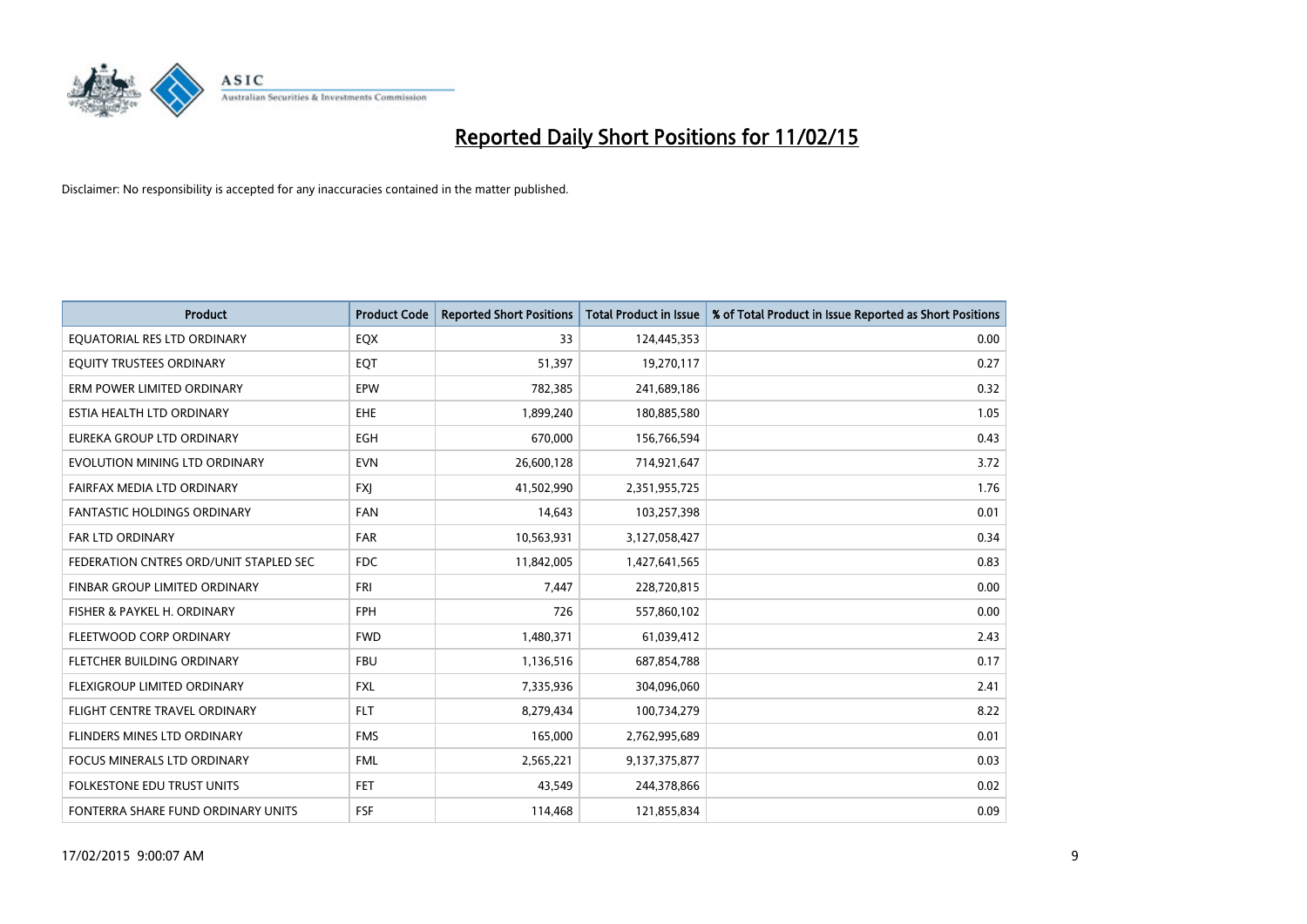# Reported Daily Short Positions for 11/02/15

Disclaimer: No responsibility is accepted for any inaccuracies contained in the matter published.

| Product | Product Code | Reported Short Positions | Total Product in Issue | % of Total Product in Issue Reported as Short Positions |
|---|---|---|---|---|
| EQUATORIAL RES LTD ORDINARY | EQX | 33 | 124,445,353 | 0.00 |
| EQUITY TRUSTEES ORDINARY | EQT | 51,397 | 19,270,117 | 0.27 |
| ERM POWER LIMITED ORDINARY | EPW | 782,385 | 241,689,186 | 0.32 |
| ESTIA HEALTH LTD ORDINARY | EHE | 1,899,240 | 180,885,580 | 1.05 |
| EUREKA GROUP LTD ORDINARY | EGH | 670,000 | 156,766,594 | 0.43 |
| EVOLUTION MINING LTD ORDINARY | EVN | 26,600,128 | 714,921,647 | 3.72 |
| FAIRFAX MEDIA LTD ORDINARY | FXJ | 41,502,990 | 2,351,955,725 | 1.76 |
| FANTASTIC HOLDINGS ORDINARY | FAN | 14,643 | 103,257,398 | 0.01 |
| FAR LTD ORDINARY | FAR | 10,563,931 | 3,127,058,427 | 0.34 |
| FEDERATION CNTRES ORD/UNIT STAPLED SEC | FDC | 11,842,005 | 1,427,641,565 | 0.83 |
| FINBAR GROUP LIMITED ORDINARY | FRI | 7,447 | 228,720,815 | 0.00 |
| FISHER & PAYKEL H. ORDINARY | FPH | 726 | 557,860,102 | 0.00 |
| FLEETWOOD CORP ORDINARY | FWD | 1,480,371 | 61,039,412 | 2.43 |
| FLETCHER BUILDING ORDINARY | FBU | 1,136,516 | 687,854,788 | 0.17 |
| FLEXIGROUP LIMITED ORDINARY | FXL | 7,335,936 | 304,096,060 | 2.41 |
| FLIGHT CENTRE TRAVEL ORDINARY | FLT | 8,279,434 | 100,734,279 | 8.22 |
| FLINDERS MINES LTD ORDINARY | FMS | 165,000 | 2,762,995,689 | 0.01 |
| FOCUS MINERALS LTD ORDINARY | FML | 2,565,221 | 9,137,375,877 | 0.03 |
| FOLKESTONE EDU TRUST UNITS | FET | 43,549 | 244,378,866 | 0.02 |
| FONTERRA SHARE FUND ORDINARY UNITS | FSF | 114,468 | 121,855,834 | 0.09 |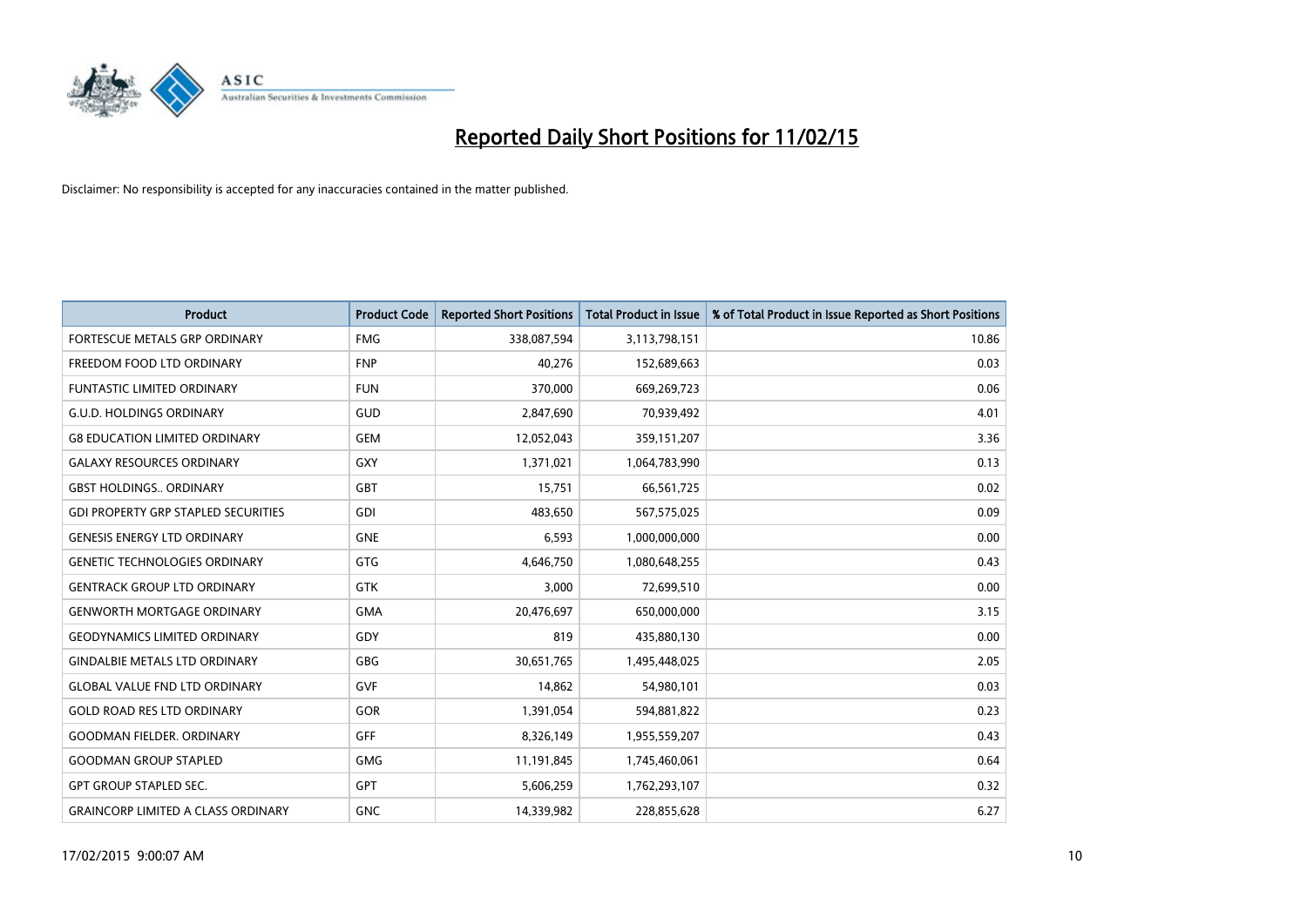# Reported Daily Short Positions for 11/02/15

Disclaimer: No responsibility is accepted for any inaccuracies contained in the matter published.

| Product | Product Code | Reported Short Positions | Total Product in Issue | % of Total Product in Issue Reported as Short Positions |
|---|---|---|---|---|
| FORTESCUE METALS GRP ORDINARY | FMG | 338,087,594 | 3,113,798,151 | 10.86 |
| FREEDOM FOOD LTD ORDINARY | FNP | 40,276 | 152,689,663 | 0.03 |
| FUNTASTIC LIMITED ORDINARY | FUN | 370,000 | 669,269,723 | 0.06 |
| G.U.D. HOLDINGS ORDINARY | GUD | 2,847,690 | 70,939,492 | 4.01 |
| G8 EDUCATION LIMITED ORDINARY | GEM | 12,052,043 | 359,151,207 | 3.36 |
| GALAXY RESOURCES ORDINARY | GXY | 1,371,021 | 1,064,783,990 | 0.13 |
| GBST HOLDINGS.. ORDINARY | GBT | 15,751 | 66,561,725 | 0.02 |
| GDI PROPERTY GRP STAPLED SECURITIES | GDI | 483,650 | 567,575,025 | 0.09 |
| GENESIS ENERGY LTD ORDINARY | GNE | 6,593 | 1,000,000,000 | 0.00 |
| GENETIC TECHNOLOGIES ORDINARY | GTG | 4,646,750 | 1,080,648,255 | 0.43 |
| GENTRACK GROUP LTD ORDINARY | GTK | 3,000 | 72,699,510 | 0.00 |
| GENWORTH MORTGAGE ORDINARY | GMA | 20,476,697 | 650,000,000 | 3.15 |
| GEODYNAMICS LIMITED ORDINARY | GDY | 819 | 435,880,130 | 0.00 |
| GINDALBIE METALS LTD ORDINARY | GBG | 30,651,765 | 1,495,448,025 | 2.05 |
| GLOBAL VALUE FND LTD ORDINARY | GVF | 14,862 | 54,980,101 | 0.03 |
| GOLD ROAD RES LTD ORDINARY | GOR | 1,391,054 | 594,881,822 | 0.23 |
| GOODMAN FIELDER. ORDINARY | GFF | 8,326,149 | 1,955,559,207 | 0.43 |
| GOODMAN GROUP STAPLED | GMG | 11,191,845 | 1,745,460,061 | 0.64 |
| GPT GROUP STAPLED SEC. | GPT | 5,606,259 | 1,762,293,107 | 0.32 |
| GRAINCORP LIMITED A CLASS ORDINARY | GNC | 14,339,982 | 228,855,628 | 6.27 |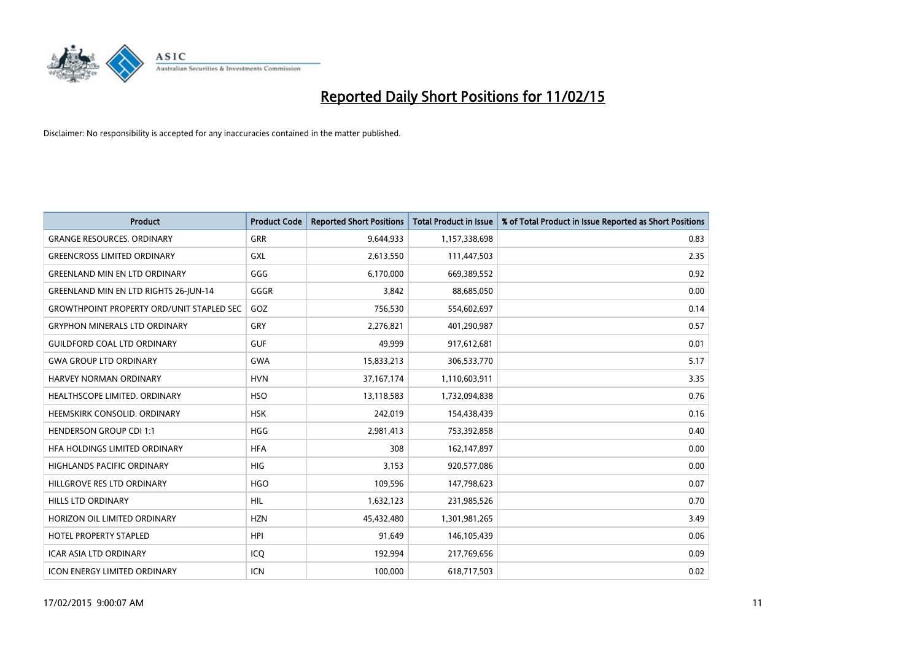# Reported Daily Short Positions for 11/02/15

Disclaimer: No responsibility is accepted for any inaccuracies contained in the matter published.

| Product | Product Code | Reported Short Positions | Total Product in Issue | % of Total Product in Issue Reported as Short Positions |
|---|---|---|---|---|
| GRANGE RESOURCES. ORDINARY | GRR | 9,644,933 | 1,157,338,698 | 0.83 |
| GREENCROSS LIMITED ORDINARY | GXL | 2,613,550 | 111,447,503 | 2.35 |
| GREENLAND MIN EN LTD ORDINARY | GGG | 6,170,000 | 669,389,552 | 0.92 |
| GREENLAND MIN EN LTD RIGHTS 26-JUN-14 | GGGR | 3,842 | 88,685,050 | 0.00 |
| GROWTHPOINT PROPERTY ORD/UNIT STAPLED SEC | GOZ | 756,530 | 554,602,697 | 0.14 |
| GRYPHON MINERALS LTD ORDINARY | GRY | 2,276,821 | 401,290,987 | 0.57 |
| GUILDFORD COAL LTD ORDINARY | GUF | 49,999 | 917,612,681 | 0.01 |
| GWA GROUP LTD ORDINARY | GWA | 15,833,213 | 306,533,770 | 5.17 |
| HARVEY NORMAN ORDINARY | HVN | 37,167,174 | 1,110,603,911 | 3.35 |
| HEALTHSCOPE LIMITED. ORDINARY | HSO | 13,118,583 | 1,732,094,838 | 0.76 |
| HEEMSKIRK CONSOLID. ORDINARY | HSK | 242,019 | 154,438,439 | 0.16 |
| HENDERSON GROUP CDI 1:1 | HGG | 2,981,413 | 753,392,858 | 0.40 |
| HFA HOLDINGS LIMITED ORDINARY | HFA | 308 | 162,147,897 | 0.00 |
| HIGHLANDS PACIFIC ORDINARY | HIG | 3,153 | 920,577,086 | 0.00 |
| HILLGROVE RES LTD ORDINARY | HGO | 109,596 | 147,798,623 | 0.07 |
| HILLS LTD ORDINARY | HIL | 1,632,123 | 231,985,526 | 0.70 |
| HORIZON OIL LIMITED ORDINARY | HZN | 45,432,480 | 1,301,981,265 | 3.49 |
| HOTEL PROPERTY STAPLED | HPI | 91,649 | 146,105,439 | 0.06 |
| ICAR ASIA LTD ORDINARY | ICQ | 192,994 | 217,769,656 | 0.09 |
| ICON ENERGY LIMITED ORDINARY | ICN | 100,000 | 618,717,503 | 0.02 |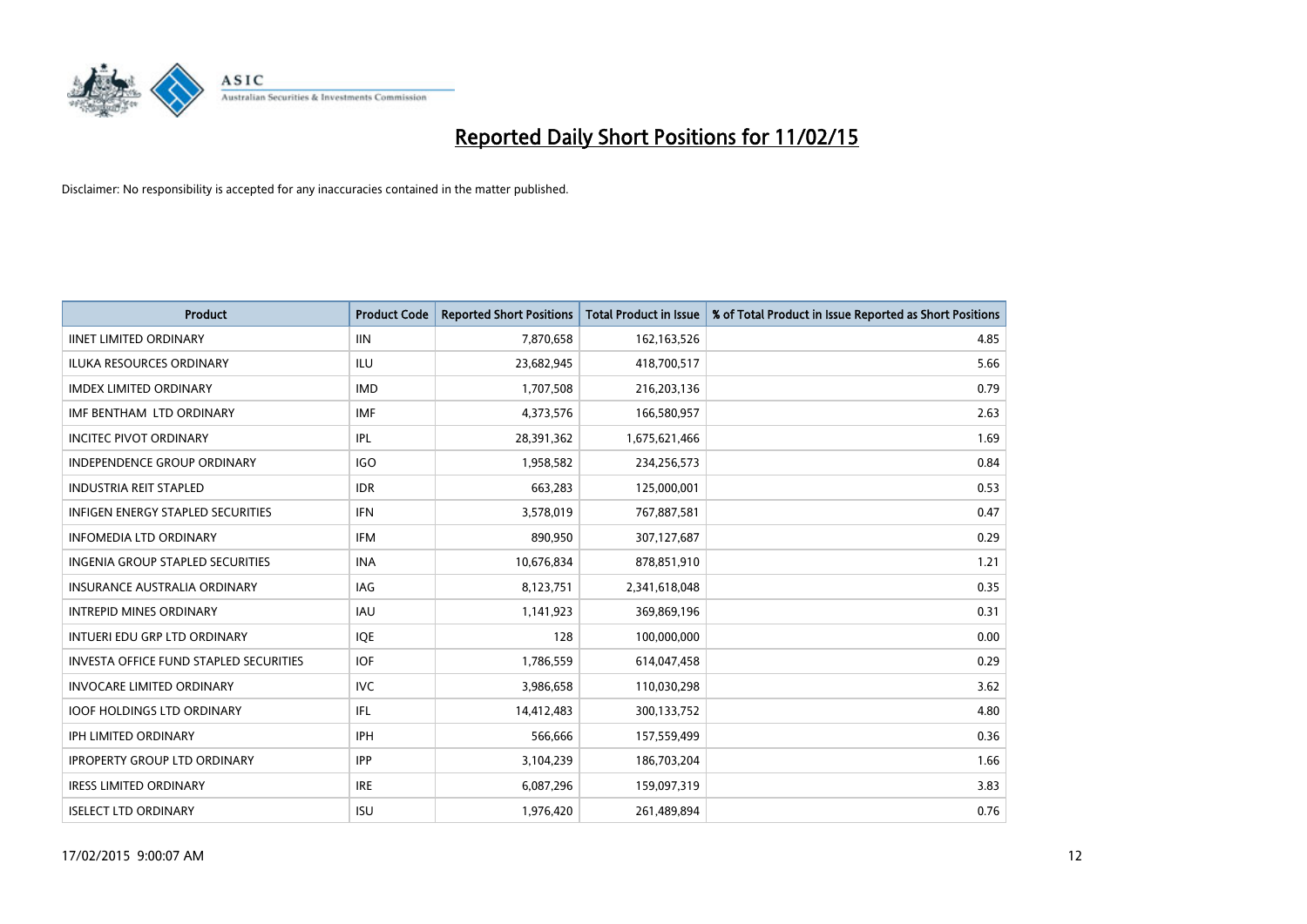# Reported Daily Short Positions for 11/02/15

Disclaimer: No responsibility is accepted for any inaccuracies contained in the matter published.

| Product | Product Code | Reported Short Positions | Total Product in Issue | % of Total Product in Issue Reported as Short Positions |
| --- | --- | --- | --- | --- |
| IINET LIMITED ORDINARY | IIN | 7,870,658 | 162,163,526 | 4.85 |
| ILUKA RESOURCES ORDINARY | ILU | 23,682,945 | 418,700,517 | 5.66 |
| IMDEX LIMITED ORDINARY | IMD | 1,707,508 | 216,203,136 | 0.79 |
| IMF BENTHAM LTD ORDINARY | IMF | 4,373,576 | 166,580,957 | 2.63 |
| INCITEC PIVOT ORDINARY | IPL | 28,391,362 | 1,675,621,466 | 1.69 |
| INDEPENDENCE GROUP ORDINARY | IGO | 1,958,582 | 234,256,573 | 0.84 |
| INDUSTRIA REIT STAPLED | IDR | 663,283 | 125,000,001 | 0.53 |
| INFIGEN ENERGY STAPLED SECURITIES | IFN | 3,578,019 | 767,887,581 | 0.47 |
| INFOMEDIA LTD ORDINARY | IFM | 890,950 | 307,127,687 | 0.29 |
| INGENIA GROUP STAPLED SECURITIES | INA | 10,676,834 | 878,851,910 | 1.21 |
| INSURANCE AUSTRALIA ORDINARY | IAG | 8,123,751 | 2,341,618,048 | 0.35 |
| INTREPID MINES ORDINARY | IAU | 1,141,923 | 369,869,196 | 0.31 |
| INTUERI EDU GRP LTD ORDINARY | IQE | 128 | 100,000,000 | 0.00 |
| INVESTA OFFICE FUND STAPLED SECURITIES | IOF | 1,786,559 | 614,047,458 | 0.29 |
| INVOCARE LIMITED ORDINARY | IVC | 3,986,658 | 110,030,298 | 3.62 |
| IOOF HOLDINGS LTD ORDINARY | IFL | 14,412,483 | 300,133,752 | 4.80 |
| IPH LIMITED ORDINARY | IPH | 566,666 | 157,559,499 | 0.36 |
| IPROPERTY GROUP LTD ORDINARY | IPP | 3,104,239 | 186,703,204 | 1.66 |
| IRESS LIMITED ORDINARY | IRE | 6,087,296 | 159,097,319 | 3.83 |
| ISELECT LTD ORDINARY | ISU | 1,976,420 | 261,489,894 | 0.76 |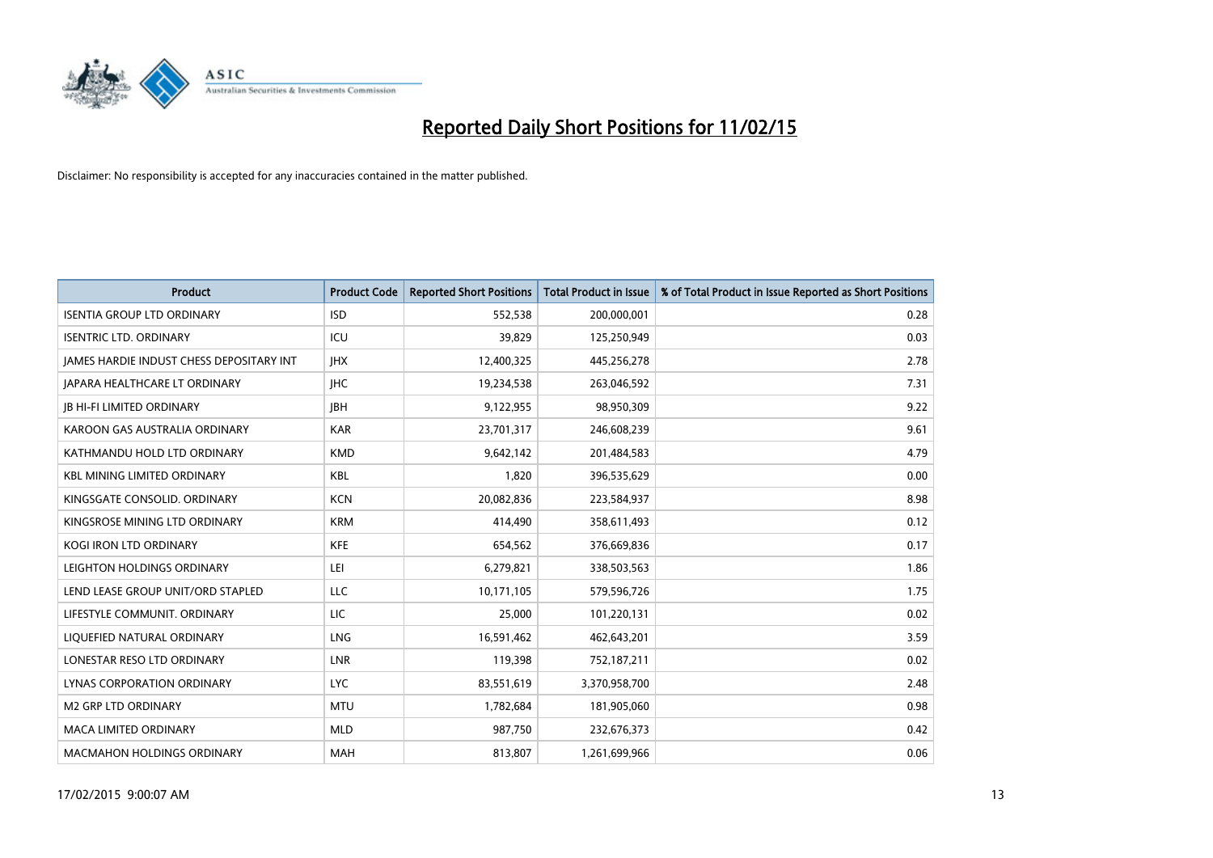# Reported Daily Short Positions for 11/02/15

Disclaimer: No responsibility is accepted for any inaccuracies contained in the matter published.

| Product | Product Code | Reported Short Positions | Total Product in Issue | % of Total Product in Issue Reported as Short Positions |
|---|---|---|---|---|
| ISENTIA GROUP LTD ORDINARY | ISD | 552,538 | 200,000,001 | 0.28 |
| ISENTRIC LTD. ORDINARY | ICU | 39,829 | 125,250,949 | 0.03 |
| JAMES HARDIE INDUST CHESS DEPOSITARY INT | JHX | 12,400,325 | 445,256,278 | 2.78 |
| JAPARA HEALTHCARE LT ORDINARY | JHC | 19,234,538 | 263,046,592 | 7.31 |
| JB HI-FI LIMITED ORDINARY | JBH | 9,122,955 | 98,950,309 | 9.22 |
| KAROON GAS AUSTRALIA ORDINARY | KAR | 23,701,317 | 246,608,239 | 9.61 |
| KATHMANDU HOLD LTD ORDINARY | KMD | 9,642,142 | 201,484,583 | 4.79 |
| KBL MINING LIMITED ORDINARY | KBL | 1,820 | 396,535,629 | 0.00 |
| KINGSGATE CONSOLID. ORDINARY | KCN | 20,082,836 | 223,584,937 | 8.98 |
| KINGSROSE MINING LTD ORDINARY | KRM | 414,490 | 358,611,493 | 0.12 |
| KOGI IRON LTD ORDINARY | KFE | 654,562 | 376,669,836 | 0.17 |
| LEIGHTON HOLDINGS ORDINARY | LEI | 6,279,821 | 338,503,563 | 1.86 |
| LEND LEASE GROUP UNIT/ORD STAPLED | LLC | 10,171,105 | 579,596,726 | 1.75 |
| LIFESTYLE COMMUNIT. ORDINARY | LIC | 25,000 | 101,220,131 | 0.02 |
| LIQUEFIED NATURAL ORDINARY | LNG | 16,591,462 | 462,643,201 | 3.59 |
| LONESTAR RESO LTD ORDINARY | LNR | 119,398 | 752,187,211 | 0.02 |
| LYNAS CORPORATION ORDINARY | LYC | 83,551,619 | 3,370,958,700 | 2.48 |
| M2 GRP LTD ORDINARY | MTU | 1,782,684 | 181,905,060 | 0.98 |
| MACA LIMITED ORDINARY | MLD | 987,750 | 232,676,373 | 0.42 |
| MACMAHON HOLDINGS ORDINARY | MAH | 813,807 | 1,261,699,966 | 0.06 |

17/02/2015 9:00:07 AM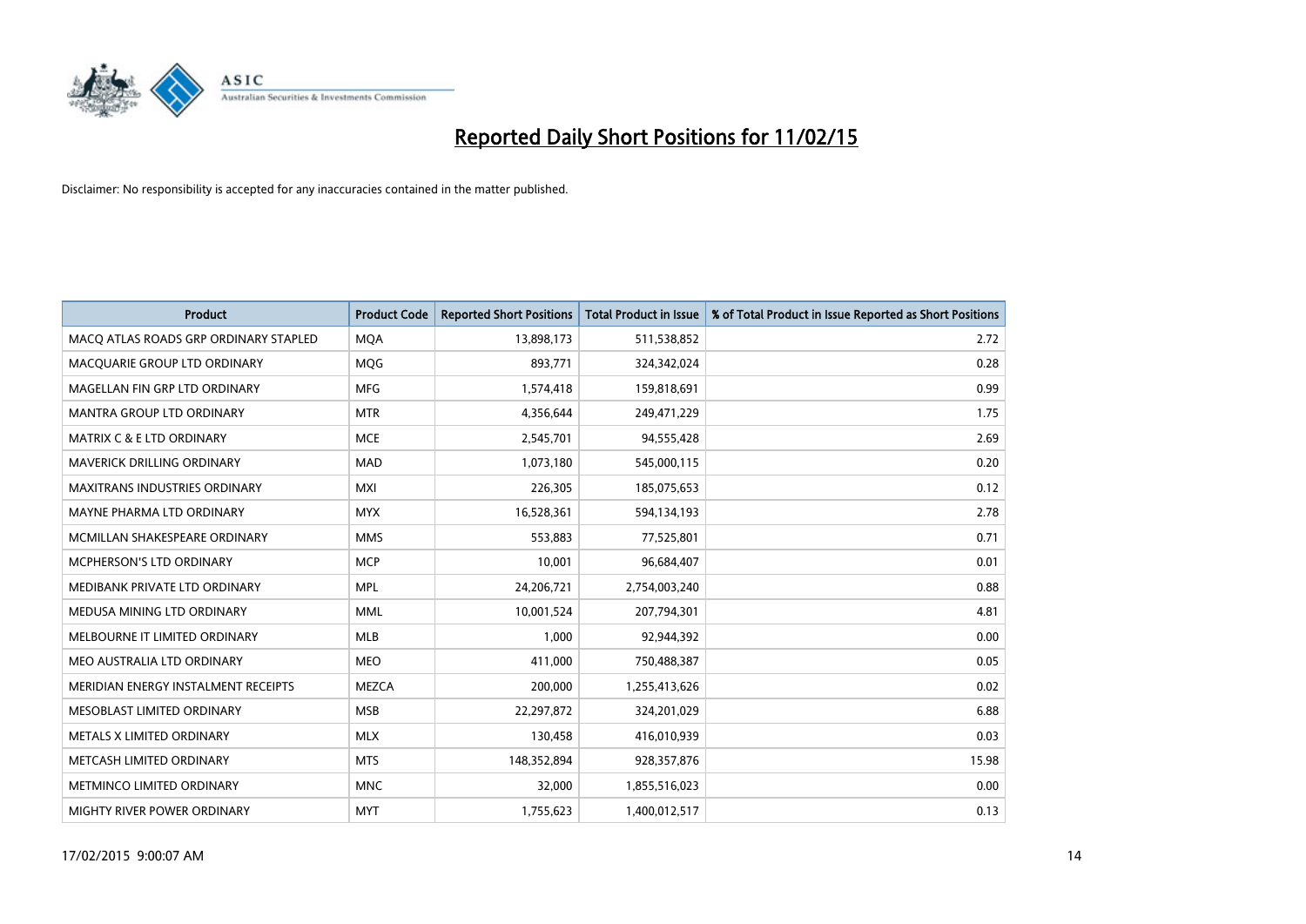# Reported Daily Short Positions for 11/02/15

Disclaimer: No responsibility is accepted for any inaccuracies contained in the matter published.

| Product | Product Code | Reported Short Positions | Total Product in Issue | % of Total Product in Issue Reported as Short Positions |
|---|---|---|---|---|
| MACQ ATLAS ROADS GRP ORDINARY STAPLED | MQA | 13,898,173 | 511,538,852 | 2.72 |
| MACQUARIE GROUP LTD ORDINARY | MQG | 893,771 | 324,342,024 | 0.28 |
| MAGELLAN FIN GRP LTD ORDINARY | MFG | 1,574,418 | 159,818,691 | 0.99 |
| MANTRA GROUP LTD ORDINARY | MTR | 4,356,644 | 249,471,229 | 1.75 |
| MATRIX C & E LTD ORDINARY | MCE | 2,545,701 | 94,555,428 | 2.69 |
| MAVERICK DRILLING ORDINARY | MAD | 1,073,180 | 545,000,115 | 0.20 |
| MAXITRANS INDUSTRIES ORDINARY | MXI | 226,305 | 185,075,653 | 0.12 |
| MAYNE PHARMA LTD ORDINARY | MYX | 16,528,361 | 594,134,193 | 2.78 |
| MCMILLAN SHAKESPEARE ORDINARY | MMS | 553,883 | 77,525,801 | 0.71 |
| MCPHERSON'S LTD ORDINARY | MCP | 10,001 | 96,684,407 | 0.01 |
| MEDIBANK PRIVATE LTD ORDINARY | MPL | 24,206,721 | 2,754,003,240 | 0.88 |
| MEDUSA MINING LTD ORDINARY | MML | 10,001,524 | 207,794,301 | 4.81 |
| MELBOURNE IT LIMITED ORDINARY | MLB | 1,000 | 92,944,392 | 0.00 |
| MEO AUSTRALIA LTD ORDINARY | MEO | 411,000 | 750,488,387 | 0.05 |
| MERIDIAN ENERGY INSTALMENT RECEIPTS | MEZCA | 200,000 | 1,255,413,626 | 0.02 |
| MESOBLAST LIMITED ORDINARY | MSB | 22,297,872 | 324,201,029 | 6.88 |
| METALS X LIMITED ORDINARY | MLX | 130,458 | 416,010,939 | 0.03 |
| METCASH LIMITED ORDINARY | MTS | 148,352,894 | 928,357,876 | 15.98 |
| METMINCO LIMITED ORDINARY | MNC | 32,000 | 1,855,516,023 | 0.00 |
| MIGHTY RIVER POWER ORDINARY | MYT | 1,755,623 | 1,400,012,517 | 0.13 |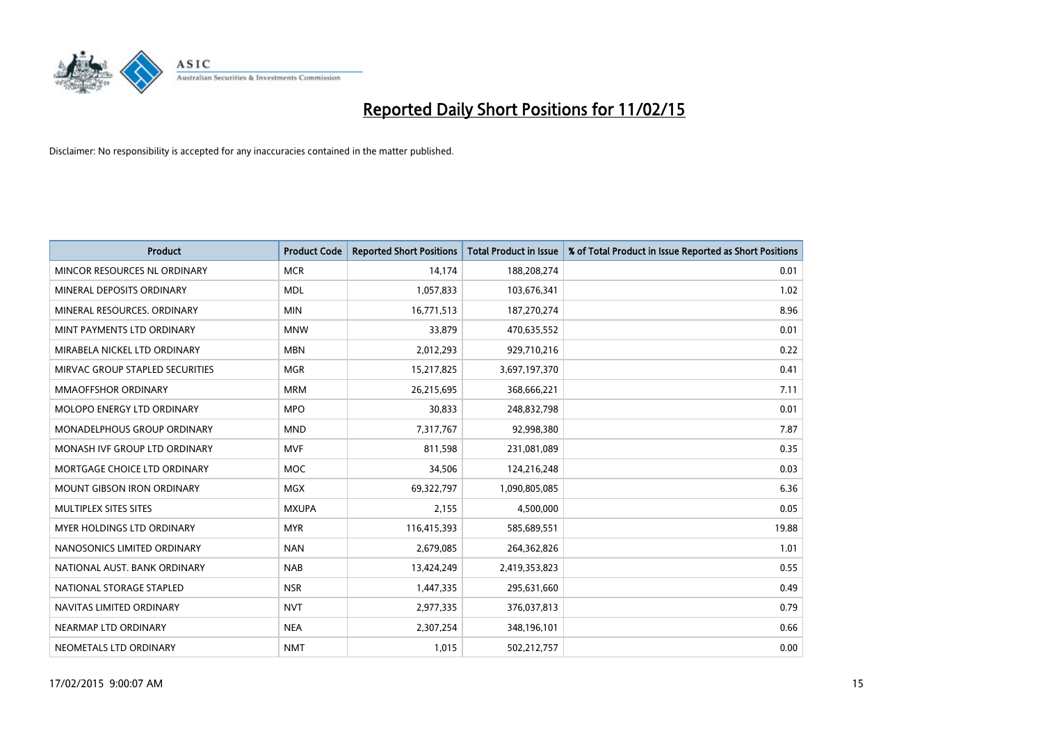# Reported Daily Short Positions for 11/02/15

Disclaimer: No responsibility is accepted for any inaccuracies contained in the matter published.

| Product | Product Code | Reported Short Positions | Total Product in Issue | % of Total Product in Issue Reported as Short Positions |
| --- | --- | --- | --- | --- |
| MINCOR RESOURCES NL ORDINARY | MCR | 14,174 | 188,208,274 | 0.01 |
| MINERAL DEPOSITS ORDINARY | MDL | 1,057,833 | 103,676,341 | 1.02 |
| MINERAL RESOURCES. ORDINARY | MIN | 16,771,513 | 187,270,274 | 8.96 |
| MINT PAYMENTS LTD ORDINARY | MNW | 33,879 | 470,635,552 | 0.01 |
| MIRABELA NICKEL LTD ORDINARY | MBN | 2,012,293 | 929,710,216 | 0.22 |
| MIRVAC GROUP STAPLED SECURITIES | MGR | 15,217,825 | 3,697,197,370 | 0.41 |
| MMAOFFSHOR ORDINARY | MRM | 26,215,695 | 368,666,221 | 7.11 |
| MOLOPO ENERGY LTD ORDINARY | MPO | 30,833 | 248,832,798 | 0.01 |
| MONADELPHOUS GROUP ORDINARY | MND | 7,317,767 | 92,998,380 | 7.87 |
| MONASH IVF GROUP LTD ORDINARY | MVF | 811,598 | 231,081,089 | 0.35 |
| MORTGAGE CHOICE LTD ORDINARY | MOC | 34,506 | 124,216,248 | 0.03 |
| MOUNT GIBSON IRON ORDINARY | MGX | 69,322,797 | 1,090,805,085 | 6.36 |
| MULTIPLEX SITES SITES | MXUPA | 2,155 | 4,500,000 | 0.05 |
| MYER HOLDINGS LTD ORDINARY | MYR | 116,415,393 | 585,689,551 | 19.88 |
| NANOSONICS LIMITED ORDINARY | NAN | 2,679,085 | 264,362,826 | 1.01 |
| NATIONAL AUST. BANK ORDINARY | NAB | 13,424,249 | 2,419,353,823 | 0.55 |
| NATIONAL STORAGE STAPLED | NSR | 1,447,335 | 295,631,660 | 0.49 |
| NAVITAS LIMITED ORDINARY | NVT | 2,977,335 | 376,037,813 | 0.79 |
| NEARMAP LTD ORDINARY | NEA | 2,307,254 | 348,196,101 | 0.66 |
| NEOMETALS LTD ORDINARY | NMT | 1,015 | 502,212,757 | 0.00 |

17/02/2015 9:00:07 AM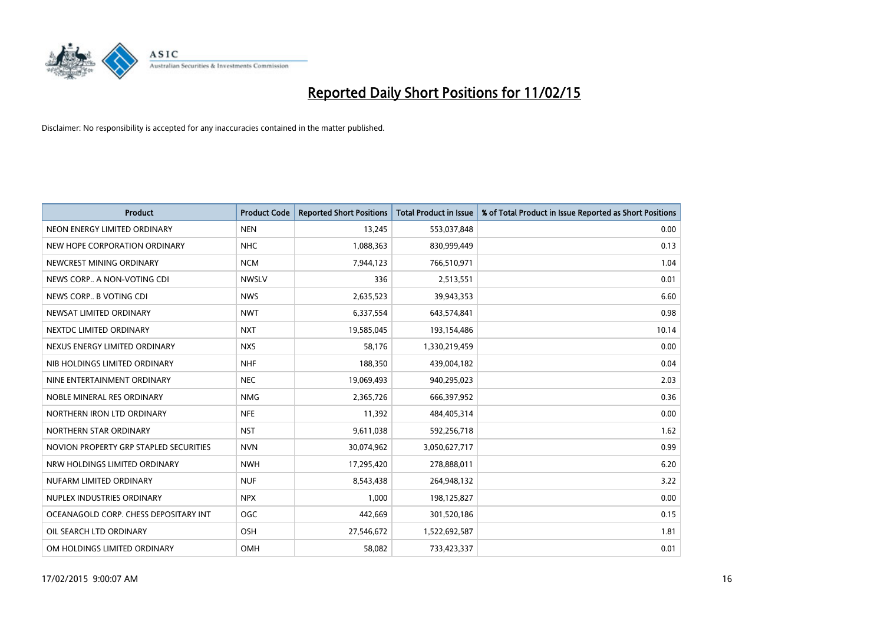# Reported Daily Short Positions for 11/02/15

Disclaimer: No responsibility is accepted for any inaccuracies contained in the matter published.

| Product | Product Code | Reported Short Positions | Total Product in Issue | % of Total Product in Issue Reported as Short Positions |
|---|---|---|---|---|
| NEON ENERGY LIMITED ORDINARY | NEN | 13,245 | 553,037,848 | 0.00 |
| NEW HOPE CORPORATION ORDINARY | NHC | 1,088,363 | 830,999,449 | 0.13 |
| NEWCREST MINING ORDINARY | NCM | 7,944,123 | 766,510,971 | 1.04 |
| NEWS CORP.. A NON-VOTING CDI | NWSLV | 336 | 2,513,551 | 0.01 |
| NEWS CORP.. B VOTING CDI | NWS | 2,635,523 | 39,943,353 | 6.60 |
| NEWSAT LIMITED ORDINARY | NWT | 6,337,554 | 643,574,841 | 0.98 |
| NEXTDC LIMITED ORDINARY | NXT | 19,585,045 | 193,154,486 | 10.14 |
| NEXUS ENERGY LIMITED ORDINARY | NXS | 58,176 | 1,330,219,459 | 0.00 |
| NIB HOLDINGS LIMITED ORDINARY | NHF | 188,350 | 439,004,182 | 0.04 |
| NINE ENTERTAINMENT ORDINARY | NEC | 19,069,493 | 940,295,023 | 2.03 |
| NOBLE MINERAL RES ORDINARY | NMG | 2,365,726 | 666,397,952 | 0.36 |
| NORTHERN IRON LTD ORDINARY | NFE | 11,392 | 484,405,314 | 0.00 |
| NORTHERN STAR ORDINARY | NST | 9,611,038 | 592,256,718 | 1.62 |
| NOVION PROPERTY GRP STAPLED SECURITIES | NVN | 30,074,962 | 3,050,627,717 | 0.99 |
| NRW HOLDINGS LIMITED ORDINARY | NWH | 17,295,420 | 278,888,011 | 6.20 |
| NUFARM LIMITED ORDINARY | NUF | 8,543,438 | 264,948,132 | 3.22 |
| NUPLEX INDUSTRIES ORDINARY | NPX | 1,000 | 198,125,827 | 0.00 |
| OCEANAGOLD CORP. CHESS DEPOSITARY INT | OGC | 442,669 | 301,520,186 | 0.15 |
| OIL SEARCH LTD ORDINARY | OSH | 27,546,672 | 1,522,692,587 | 1.81 |
| OM HOLDINGS LIMITED ORDINARY | OMH | 58,082 | 733,423,337 | 0.01 |

17/02/2015 9:00:07 AM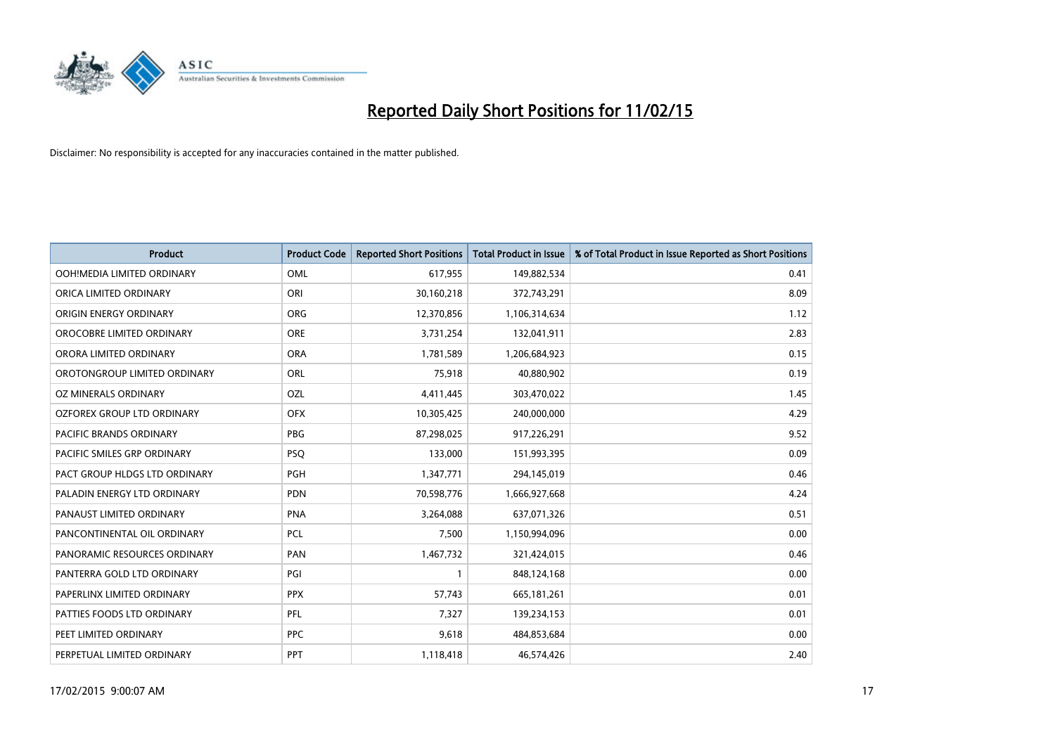# Reported Daily Short Positions for 11/02/15

Disclaimer: No responsibility is accepted for any inaccuracies contained in the matter published.

| Product | Product Code | Reported Short Positions | Total Product in Issue | % of Total Product in Issue Reported as Short Positions |
|---|---|---|---|---|
| OOH!MEDIA LIMITED ORDINARY | OML | 617,955 | 149,882,534 | 0.41 |
| ORICA LIMITED ORDINARY | ORI | 30,160,218 | 372,743,291 | 8.09 |
| ORIGIN ENERGY ORDINARY | ORG | 12,370,856 | 1,106,314,634 | 1.12 |
| OROCOBRE LIMITED ORDINARY | ORE | 3,731,254 | 132,041,911 | 2.83 |
| ORORA LIMITED ORDINARY | ORA | 1,781,589 | 1,206,684,923 | 0.15 |
| OROTONGROUP LIMITED ORDINARY | ORL | 75,918 | 40,880,902 | 0.19 |
| OZ MINERALS ORDINARY | OZL | 4,411,445 | 303,470,022 | 1.45 |
| OZFOREX GROUP LTD ORDINARY | OFX | 10,305,425 | 240,000,000 | 4.29 |
| PACIFIC BRANDS ORDINARY | PBG | 87,298,025 | 917,226,291 | 9.52 |
| PACIFIC SMILES GRP ORDINARY | PSQ | 133,000 | 151,993,395 | 0.09 |
| PACT GROUP HLDGS LTD ORDINARY | PGH | 1,347,771 | 294,145,019 | 0.46 |
| PALADIN ENERGY LTD ORDINARY | PDN | 70,598,776 | 1,666,927,668 | 4.24 |
| PANAUST LIMITED ORDINARY | PNA | 3,264,088 | 637,071,326 | 0.51 |
| PANCONTINENTAL OIL ORDINARY | PCL | 7,500 | 1,150,994,096 | 0.00 |
| PANORAMIC RESOURCES ORDINARY | PAN | 1,467,732 | 321,424,015 | 0.46 |
| PANTERRA GOLD LTD ORDINARY | PGI | 1 | 848,124,168 | 0.00 |
| PAPERLINX LIMITED ORDINARY | PPX | 57,743 | 665,181,261 | 0.01 |
| PATTIES FOODS LTD ORDINARY | PFL | 7,327 | 139,234,153 | 0.01 |
| PEET LIMITED ORDINARY | PPC | 9,618 | 484,853,684 | 0.00 |
| PERPETUAL LIMITED ORDINARY | PPT | 1,118,418 | 46,574,426 | 2.40 |

17/02/2015 9:00:07 AM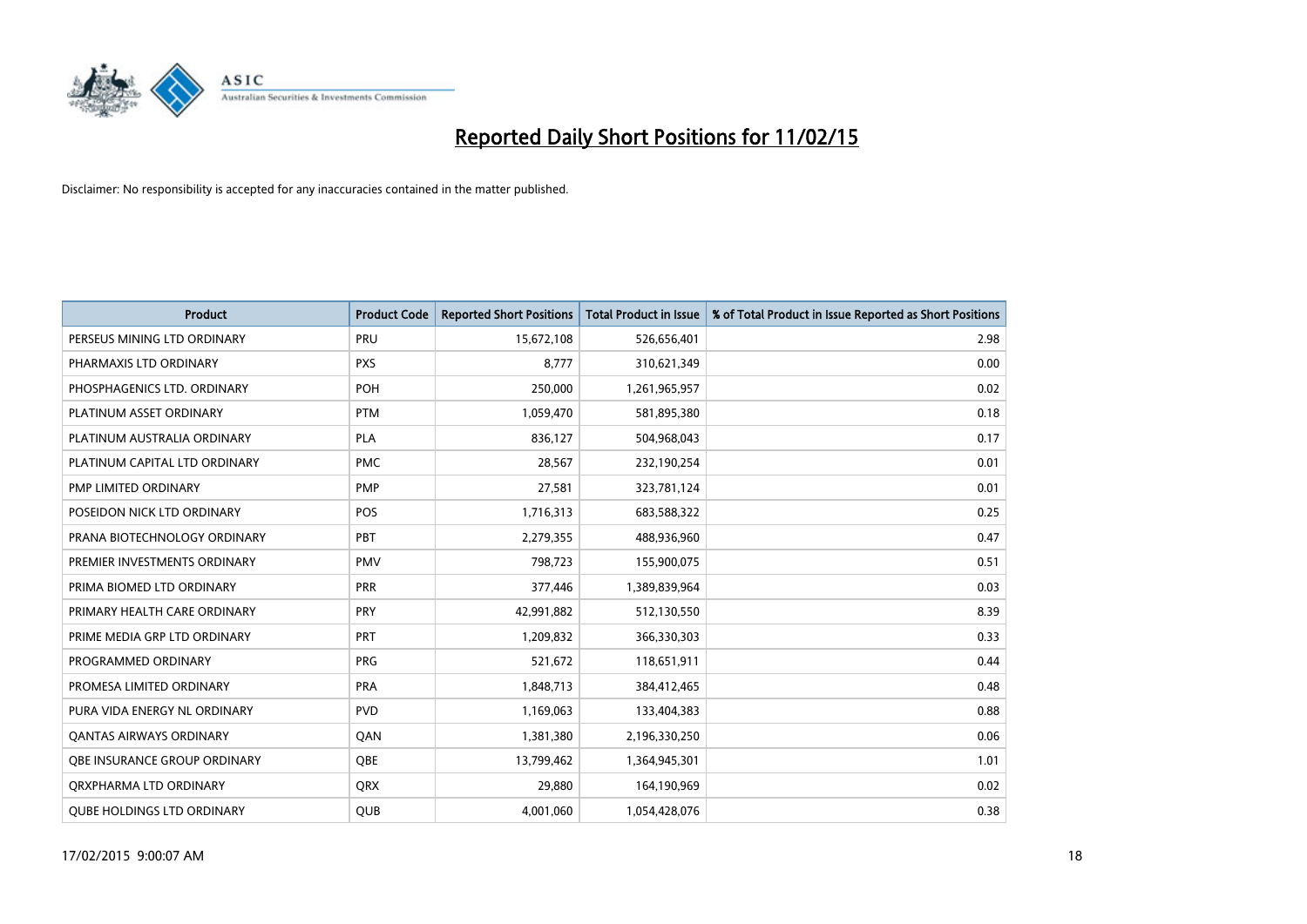# Reported Daily Short Positions for 11/02/15

Disclaimer: No responsibility is accepted for any inaccuracies contained in the matter published.

| Product | Product Code | Reported Short Positions | Total Product in Issue | % of Total Product in Issue Reported as Short Positions |
|---|---|---|---|---|
| PERSEUS MINING LTD ORDINARY | PRU | 15,672,108 | 526,656,401 | 2.98 |
| PHARMAXIS LTD ORDINARY | PXS | 8,777 | 310,621,349 | 0.00 |
| PHOSPHAGENICS LTD. ORDINARY | POH | 250,000 | 1,261,965,957 | 0.02 |
| PLATINUM ASSET ORDINARY | PTM | 1,059,470 | 581,895,380 | 0.18 |
| PLATINUM AUSTRALIA ORDINARY | PLA | 836,127 | 504,968,043 | 0.17 |
| PLATINUM CAPITAL LTD ORDINARY | PMC | 28,567 | 232,190,254 | 0.01 |
| PMP LIMITED ORDINARY | PMP | 27,581 | 323,781,124 | 0.01 |
| POSEIDON NICK LTD ORDINARY | POS | 1,716,313 | 683,588,322 | 0.25 |
| PRANA BIOTECHNOLOGY ORDINARY | PBT | 2,279,355 | 488,936,960 | 0.47 |
| PREMIER INVESTMENTS ORDINARY | PMV | 798,723 | 155,900,075 | 0.51 |
| PRIMA BIOMED LTD ORDINARY | PRR | 377,446 | 1,389,839,964 | 0.03 |
| PRIMARY HEALTH CARE ORDINARY | PRY | 42,991,882 | 512,130,550 | 8.39 |
| PRIME MEDIA GRP LTD ORDINARY | PRT | 1,209,832 | 366,330,303 | 0.33 |
| PROGRAMMED ORDINARY | PRG | 521,672 | 118,651,911 | 0.44 |
| PROMESA LIMITED ORDINARY | PRA | 1,848,713 | 384,412,465 | 0.48 |
| PURA VIDA ENERGY NL ORDINARY | PVD | 1,169,063 | 133,404,383 | 0.88 |
| QANTAS AIRWAYS ORDINARY | QAN | 1,381,380 | 2,196,330,250 | 0.06 |
| QBE INSURANCE GROUP ORDINARY | QBE | 13,799,462 | 1,364,945,301 | 1.01 |
| QRXPHARMA LTD ORDINARY | QRX | 29,880 | 164,190,969 | 0.02 |
| QUBE HOLDINGS LTD ORDINARY | QUB | 4,001,060 | 1,054,428,076 | 0.38 |

17/02/2015 9:00:07 AM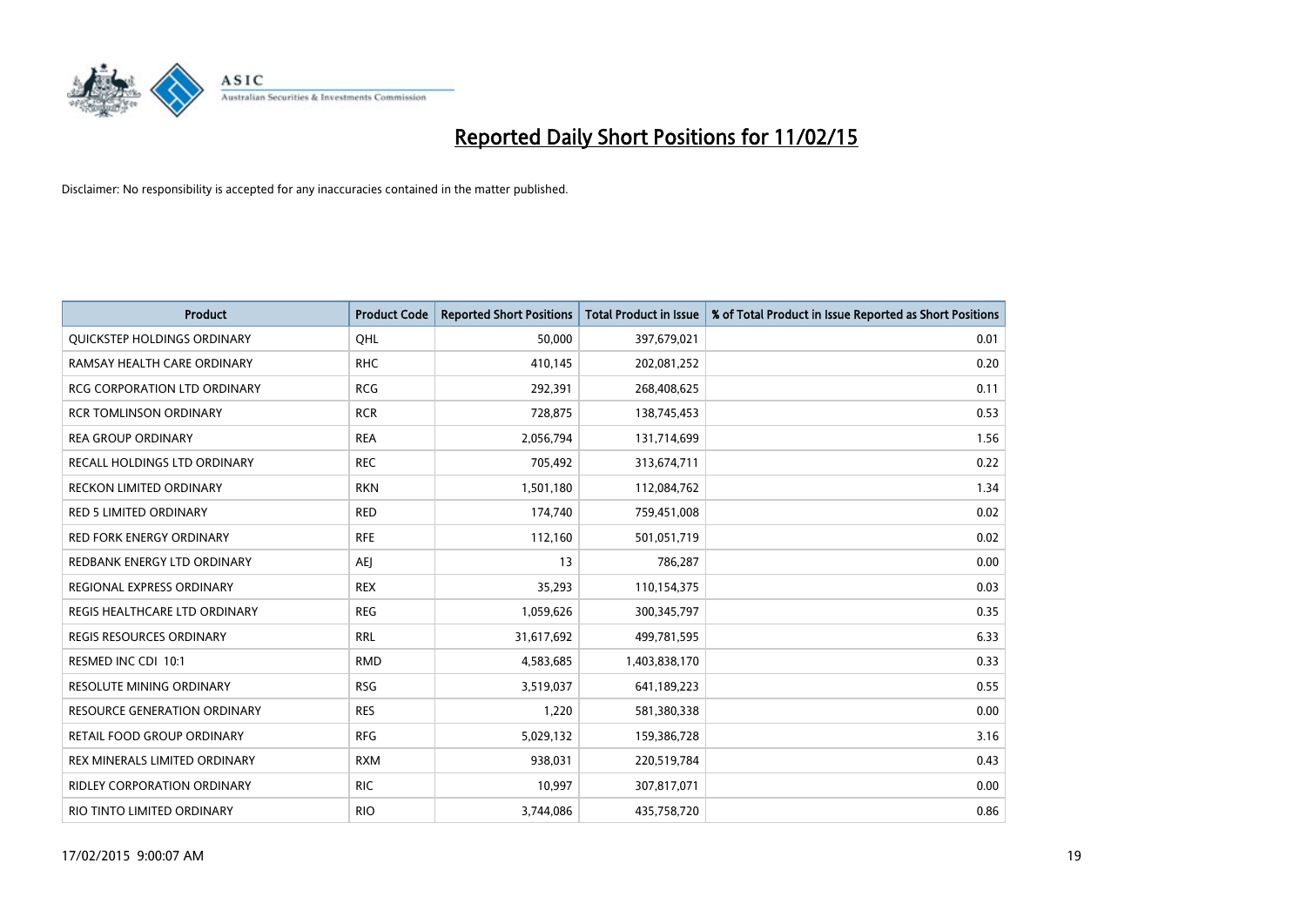# Reported Daily Short Positions for 11/02/15

Disclaimer: No responsibility is accepted for any inaccuracies contained in the matter published.

| Product | Product Code | Reported Short Positions | Total Product in Issue | % of Total Product in Issue Reported as Short Positions |
|---|---|---|---|---|
| QUICKSTEP HOLDINGS ORDINARY | QHL | 50,000 | 397,679,021 | 0.01 |
| RAMSAY HEALTH CARE ORDINARY | RHC | 410,145 | 202,081,252 | 0.20 |
| RCG CORPORATION LTD ORDINARY | RCG | 292,391 | 268,408,625 | 0.11 |
| RCR TOMLINSON ORDINARY | RCR | 728,875 | 138,745,453 | 0.53 |
| REA GROUP ORDINARY | REA | 2,056,794 | 131,714,699 | 1.56 |
| RECALL HOLDINGS LTD ORDINARY | REC | 705,492 | 313,674,711 | 0.22 |
| RECKON LIMITED ORDINARY | RKN | 1,501,180 | 112,084,762 | 1.34 |
| RED 5 LIMITED ORDINARY | RED | 174,740 | 759,451,008 | 0.02 |
| RED FORK ENERGY ORDINARY | RFE | 112,160 | 501,051,719 | 0.02 |
| REDBANK ENERGY LTD ORDINARY | AEJ | 13 | 786,287 | 0.00 |
| REGIONAL EXPRESS ORDINARY | REX | 35,293 | 110,154,375 | 0.03 |
| REGIS HEALTHCARE LTD ORDINARY | REG | 1,059,626 | 300,345,797 | 0.35 |
| REGIS RESOURCES ORDINARY | RRL | 31,617,692 | 499,781,595 | 6.33 |
| RESMED INC CDI 10:1 | RMD | 4,583,685 | 1,403,838,170 | 0.33 |
| RESOLUTE MINING ORDINARY | RSG | 3,519,037 | 641,189,223 | 0.55 |
| RESOURCE GENERATION ORDINARY | RES | 1,220 | 581,380,338 | 0.00 |
| RETAIL FOOD GROUP ORDINARY | RFG | 5,029,132 | 159,386,728 | 3.16 |
| REX MINERALS LIMITED ORDINARY | RXM | 938,031 | 220,519,784 | 0.43 |
| RIDLEY CORPORATION ORDINARY | RIC | 10,997 | 307,817,071 | 0.00 |
| RIO TINTO LIMITED ORDINARY | RIO | 3,744,086 | 435,758,720 | 0.86 |

17/02/2015 9:00:07 AM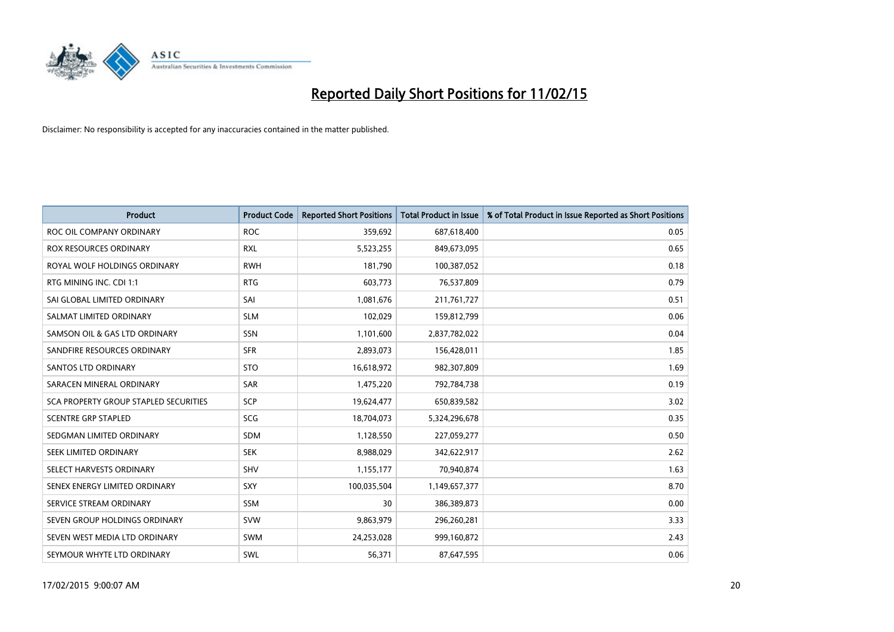# Reported Daily Short Positions for 11/02/15

Disclaimer: No responsibility is accepted for any inaccuracies contained in the matter published.

| Product | Product Code | Reported Short Positions | Total Product in Issue | % of Total Product in Issue Reported as Short Positions |
|---|---|---|---|---|
| ROC OIL COMPANY ORDINARY | ROC | 359,692 | 687,618,400 | 0.05 |
| ROX RESOURCES ORDINARY | RXL | 5,523,255 | 849,673,095 | 0.65 |
| ROYAL WOLF HOLDINGS ORDINARY | RWH | 181,790 | 100,387,052 | 0.18 |
| RTG MINING INC. CDI 1:1 | RTG | 603,773 | 76,537,809 | 0.79 |
| SAI GLOBAL LIMITED ORDINARY | SAI | 1,081,676 | 211,761,727 | 0.51 |
| SALMAT LIMITED ORDINARY | SLM | 102,029 | 159,812,799 | 0.06 |
| SAMSON OIL & GAS LTD ORDINARY | SSN | 1,101,600 | 2,837,782,022 | 0.04 |
| SANDFIRE RESOURCES ORDINARY | SFR | 2,893,073 | 156,428,011 | 1.85 |
| SANTOS LTD ORDINARY | STO | 16,618,972 | 982,307,809 | 1.69 |
| SARACEN MINERAL ORDINARY | SAR | 1,475,220 | 792,784,738 | 0.19 |
| SCA PROPERTY GROUP STAPLED SECURITIES | SCP | 19,624,477 | 650,839,582 | 3.02 |
| SCENTRE GRP STAPLED | SCG | 18,704,073 | 5,324,296,678 | 0.35 |
| SEDGMAN LIMITED ORDINARY | SDM | 1,128,550 | 227,059,277 | 0.50 |
| SEEK LIMITED ORDINARY | SEK | 8,988,029 | 342,622,917 | 2.62 |
| SELECT HARVESTS ORDINARY | SHV | 1,155,177 | 70,940,874 | 1.63 |
| SENEX ENERGY LIMITED ORDINARY | SXY | 100,035,504 | 1,149,657,377 | 8.70 |
| SERVICE STREAM ORDINARY | SSM | 30 | 386,389,873 | 0.00 |
| SEVEN GROUP HOLDINGS ORDINARY | SVW | 9,863,979 | 296,260,281 | 3.33 |
| SEVEN WEST MEDIA LTD ORDINARY | SWM | 24,253,028 | 999,160,872 | 2.43 |
| SEYMOUR WHYTE LTD ORDINARY | SWL | 56,371 | 87,647,595 | 0.06 |

17/02/2015 9:00:07 AM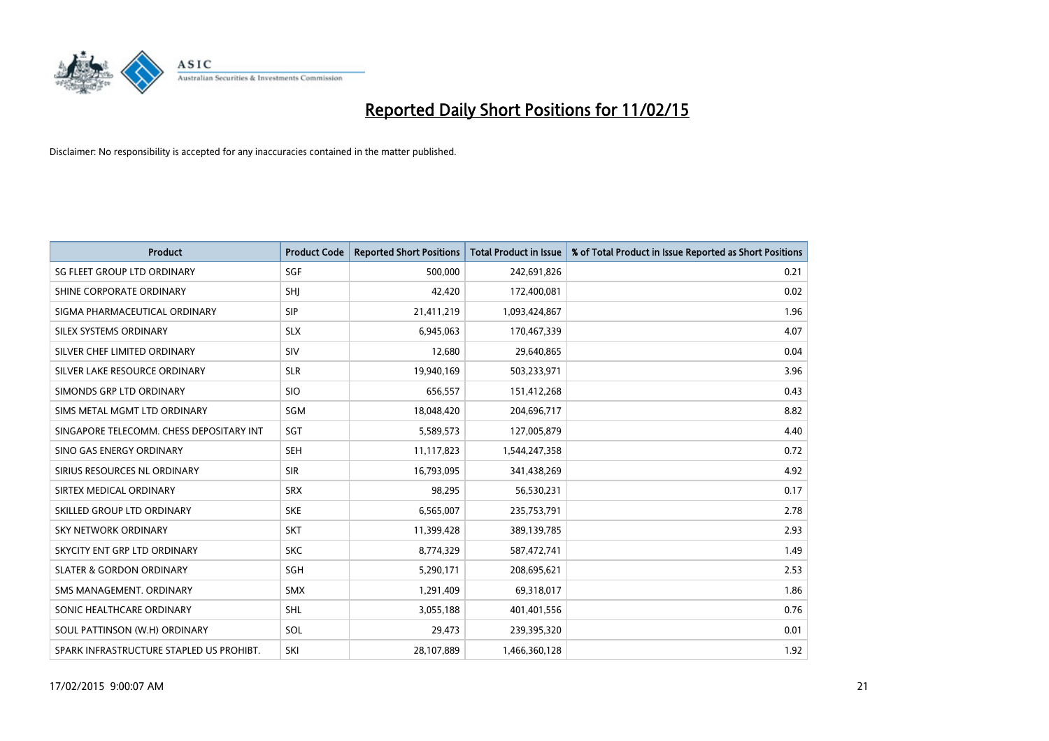# Reported Daily Short Positions for 11/02/15

Disclaimer: No responsibility is accepted for any inaccuracies contained in the matter published.

| Product | Product Code | Reported Short Positions | Total Product in Issue | % of Total Product in Issue Reported as Short Positions |
|---|---|---|---|---|
| SG FLEET GROUP LTD ORDINARY | SGF | 500,000 | 242,691,826 | 0.21 |
| SHINE CORPORATE ORDINARY | SHJ | 42,420 | 172,400,081 | 0.02 |
| SIGMA PHARMACEUTICAL ORDINARY | SIP | 21,411,219 | 1,093,424,867 | 1.96 |
| SILEX SYSTEMS ORDINARY | SLX | 6,945,063 | 170,467,339 | 4.07 |
| SILVER CHEF LIMITED ORDINARY | SIV | 12,680 | 29,640,865 | 0.04 |
| SILVER LAKE RESOURCE ORDINARY | SLR | 19,940,169 | 503,233,971 | 3.96 |
| SIMONDS GRP LTD ORDINARY | SIO | 656,557 | 151,412,268 | 0.43 |
| SIMS METAL MGMT LTD ORDINARY | SGM | 18,048,420 | 204,696,717 | 8.82 |
| SINGAPORE TELECOMM. CHESS DEPOSITARY INT | SGT | 5,589,573 | 127,005,879 | 4.40 |
| SINO GAS ENERGY ORDINARY | SEH | 11,117,823 | 1,544,247,358 | 0.72 |
| SIRIUS RESOURCES NL ORDINARY | SIR | 16,793,095 | 341,438,269 | 4.92 |
| SIRTEX MEDICAL ORDINARY | SRX | 98,295 | 56,530,231 | 0.17 |
| SKILLED GROUP LTD ORDINARY | SKE | 6,565,007 | 235,753,791 | 2.78 |
| SKY NETWORK ORDINARY | SKT | 11,399,428 | 389,139,785 | 2.93 |
| SKYCITY ENT GRP LTD ORDINARY | SKC | 8,774,329 | 587,472,741 | 1.49 |
| SLATER & GORDON ORDINARY | SGH | 5,290,171 | 208,695,621 | 2.53 |
| SMS MANAGEMENT. ORDINARY | SMX | 1,291,409 | 69,318,017 | 1.86 |
| SONIC HEALTHCARE ORDINARY | SHL | 3,055,188 | 401,401,556 | 0.76 |
| SOUL PATTINSON (W.H) ORDINARY | SOL | 29,473 | 239,395,320 | 0.01 |
| SPARK INFRASTRUCTURE STAPLED US PROHIBT. | SKI | 28,107,889 | 1,466,360,128 | 1.92 |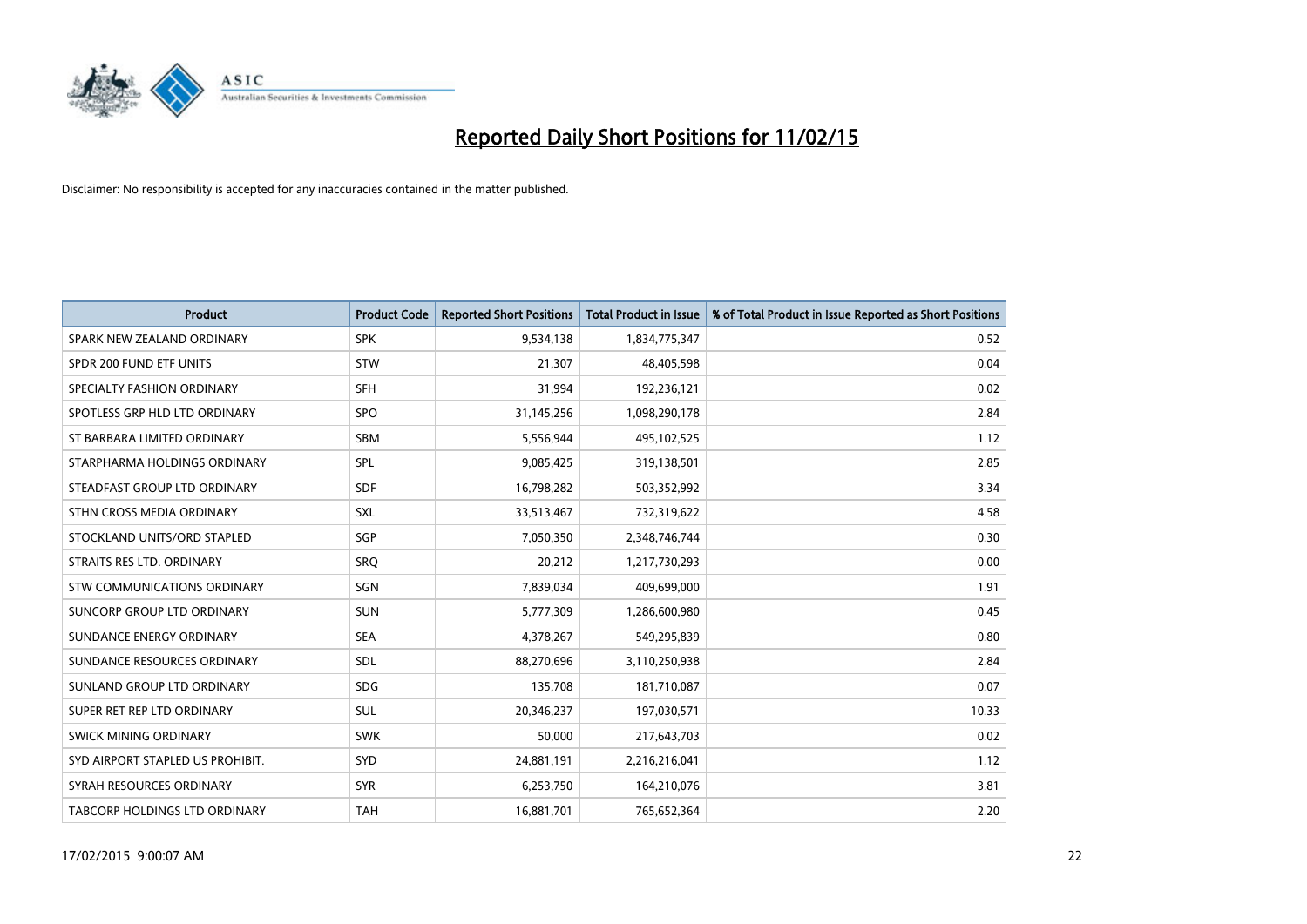# Reported Daily Short Positions for 11/02/15

Disclaimer: No responsibility is accepted for any inaccuracies contained in the matter published.

| Product | Product Code | Reported Short Positions | Total Product in Issue | % of Total Product in Issue Reported as Short Positions |
|---|---|---|---|---|
| SPARK NEW ZEALAND ORDINARY | SPK | 9,534,138 | 1,834,775,347 | 0.52 |
| SPDR 200 FUND ETF UNITS | STW | 21,307 | 48,405,598 | 0.04 |
| SPECIALTY FASHION ORDINARY | SFH | 31,994 | 192,236,121 | 0.02 |
| SPOTLESS GRP HLD LTD ORDINARY | SPO | 31,145,256 | 1,098,290,178 | 2.84 |
| ST BARBARA LIMITED ORDINARY | SBM | 5,556,944 | 495,102,525 | 1.12 |
| STARPHARMA HOLDINGS ORDINARY | SPL | 9,085,425 | 319,138,501 | 2.85 |
| STEADFAST GROUP LTD ORDINARY | SDF | 16,798,282 | 503,352,992 | 3.34 |
| STHN CROSS MEDIA ORDINARY | SXL | 33,513,467 | 732,319,622 | 4.58 |
| STOCKLAND UNITS/ORD STAPLED | SGP | 7,050,350 | 2,348,746,744 | 0.30 |
| STRAITS RES LTD. ORDINARY | SRQ | 20,212 | 1,217,730,293 | 0.00 |
| STW COMMUNICATIONS ORDINARY | SGN | 7,839,034 | 409,699,000 | 1.91 |
| SUNCORP GROUP LTD ORDINARY | SUN | 5,777,309 | 1,286,600,980 | 0.45 |
| SUNDANCE ENERGY ORDINARY | SEA | 4,378,267 | 549,295,839 | 0.80 |
| SUNDANCE RESOURCES ORDINARY | SDL | 88,270,696 | 3,110,250,938 | 2.84 |
| SUNLAND GROUP LTD ORDINARY | SDG | 135,708 | 181,710,087 | 0.07 |
| SUPER RET REP LTD ORDINARY | SUL | 20,346,237 | 197,030,571 | 10.33 |
| SWICK MINING ORDINARY | SWK | 50,000 | 217,643,703 | 0.02 |
| SYD AIRPORT STAPLED US PROHIBIT. | SYD | 24,881,191 | 2,216,216,041 | 1.12 |
| SYRAH RESOURCES ORDINARY | SYR | 6,253,750 | 164,210,076 | 3.81 |
| TABCORP HOLDINGS LTD ORDINARY | TAH | 16,881,701 | 765,652,364 | 2.20 |

17/02/2015 9:00:07 AM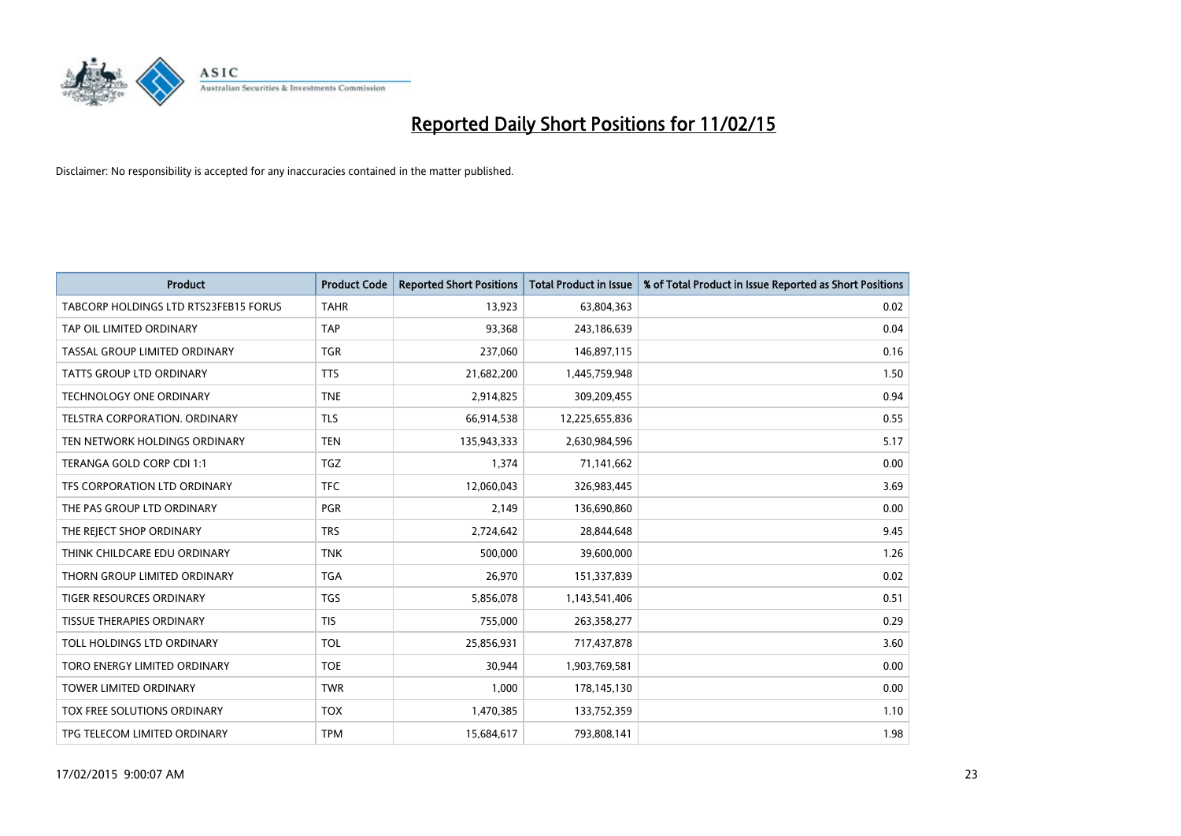# Reported Daily Short Positions for 11/02/15

Disclaimer: No responsibility is accepted for any inaccuracies contained in the matter published.

| Product | Product Code | Reported Short Positions | Total Product in Issue | % of Total Product in Issue Reported as Short Positions |
| --- | --- | --- | --- | --- |
| TABCORP HOLDINGS LTD RTS23FEB15 FORUS | TAHR | 13,923 | 63,804,363 | 0.02 |
| TAP OIL LIMITED ORDINARY | TAP | 93,368 | 243,186,639 | 0.04 |
| TASSAL GROUP LIMITED ORDINARY | TGR | 237,060 | 146,897,115 | 0.16 |
| TATTS GROUP LTD ORDINARY | TTS | 21,682,200 | 1,445,759,948 | 1.50 |
| TECHNOLOGY ONE ORDINARY | TNE | 2,914,825 | 309,209,455 | 0.94 |
| TELSTRA CORPORATION. ORDINARY | TLS | 66,914,538 | 12,225,655,836 | 0.55 |
| TEN NETWORK HOLDINGS ORDINARY | TEN | 135,943,333 | 2,630,984,596 | 5.17 |
| TERANGA GOLD CORP CDI 1:1 | TGZ | 1,374 | 71,141,662 | 0.00 |
| TFS CORPORATION LTD ORDINARY | TFC | 12,060,043 | 326,983,445 | 3.69 |
| THE PAS GROUP LTD ORDINARY | PGR | 2,149 | 136,690,860 | 0.00 |
| THE REJECT SHOP ORDINARY | TRS | 2,724,642 | 28,844,648 | 9.45 |
| THINK CHILDCARE EDU ORDINARY | TNK | 500,000 | 39,600,000 | 1.26 |
| THORN GROUP LIMITED ORDINARY | TGA | 26,970 | 151,337,839 | 0.02 |
| TIGER RESOURCES ORDINARY | TGS | 5,856,078 | 1,143,541,406 | 0.51 |
| TISSUE THERAPIES ORDINARY | TIS | 755,000 | 263,358,277 | 0.29 |
| TOLL HOLDINGS LTD ORDINARY | TOL | 25,856,931 | 717,437,878 | 3.60 |
| TORO ENERGY LIMITED ORDINARY | TOE | 30,944 | 1,903,769,581 | 0.00 |
| TOWER LIMITED ORDINARY | TWR | 1,000 | 178,145,130 | 0.00 |
| TOX FREE SOLUTIONS ORDINARY | TOX | 1,470,385 | 133,752,359 | 1.10 |
| TPG TELECOM LIMITED ORDINARY | TPM | 15,684,617 | 793,808,141 | 1.98 |

17/02/2015 9:00:07 AM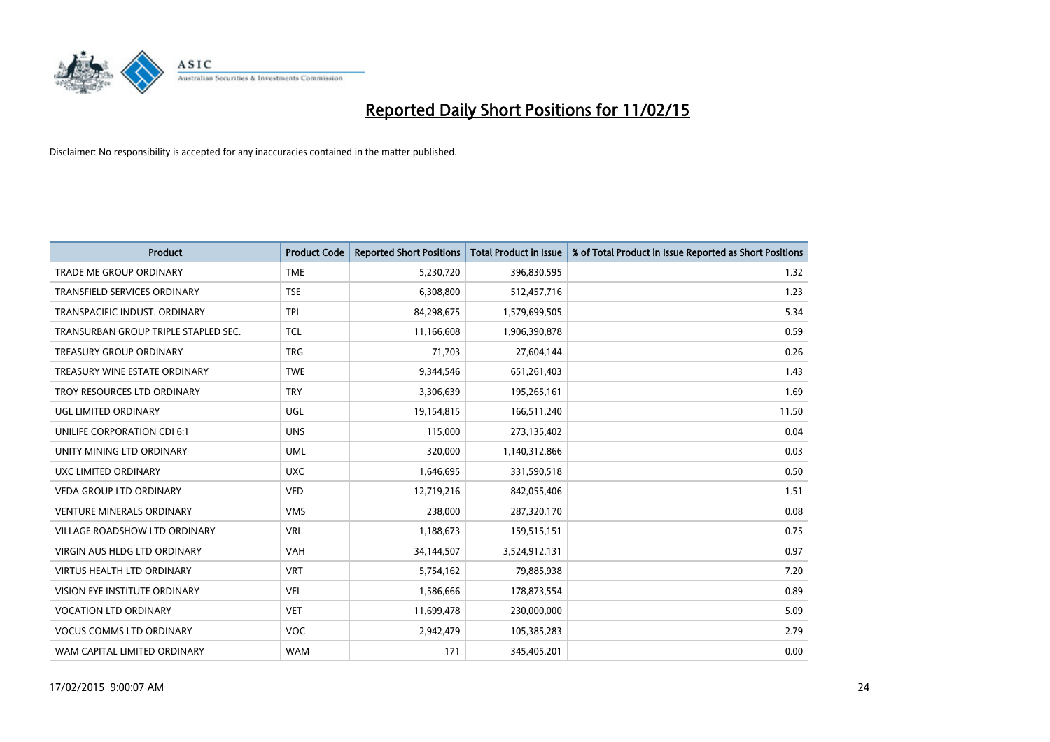# Reported Daily Short Positions for 11/02/15

Disclaimer: No responsibility is accepted for any inaccuracies contained in the matter published.

| Product | Product Code | Reported Short Positions | Total Product in Issue | % of Total Product in Issue Reported as Short Positions |
|---|---|---|---|---|
| TRADE ME GROUP ORDINARY | TME | 5,230,720 | 396,830,595 | 1.32 |
| TRANSFIELD SERVICES ORDINARY | TSE | 6,308,800 | 512,457,716 | 1.23 |
| TRANSPACIFIC INDUST. ORDINARY | TPI | 84,298,675 | 1,579,699,505 | 5.34 |
| TRANSURBAN GROUP TRIPLE STAPLED SEC. | TCL | 11,166,608 | 1,906,390,878 | 0.59 |
| TREASURY GROUP ORDINARY | TRG | 71,703 | 27,604,144 | 0.26 |
| TREASURY WINE ESTATE ORDINARY | TWE | 9,344,546 | 651,261,403 | 1.43 |
| TROY RESOURCES LTD ORDINARY | TRY | 3,306,639 | 195,265,161 | 1.69 |
| UGL LIMITED ORDINARY | UGL | 19,154,815 | 166,511,240 | 11.50 |
| UNILIFE CORPORATION CDI 6:1 | UNS | 115,000 | 273,135,402 | 0.04 |
| UNITY MINING LTD ORDINARY | UML | 320,000 | 1,140,312,866 | 0.03 |
| UXC LIMITED ORDINARY | UXC | 1,646,695 | 331,590,518 | 0.50 |
| VEDA GROUP LTD ORDINARY | VED | 12,719,216 | 842,055,406 | 1.51 |
| VENTURE MINERALS ORDINARY | VMS | 238,000 | 287,320,170 | 0.08 |
| VILLAGE ROADSHOW LTD ORDINARY | VRL | 1,188,673 | 159,515,151 | 0.75 |
| VIRGIN AUS HLDG LTD ORDINARY | VAH | 34,144,507 | 3,524,912,131 | 0.97 |
| VIRTUS HEALTH LTD ORDINARY | VRT | 5,754,162 | 79,885,938 | 7.20 |
| VISION EYE INSTITUTE ORDINARY | VEI | 1,586,666 | 178,873,554 | 0.89 |
| VOCATION LTD ORDINARY | VET | 11,699,478 | 230,000,000 | 5.09 |
| VOCUS COMMS LTD ORDINARY | VOC | 2,942,479 | 105,385,283 | 2.79 |
| WAM CAPITAL LIMITED ORDINARY | WAM | 171 | 345,405,201 | 0.00 |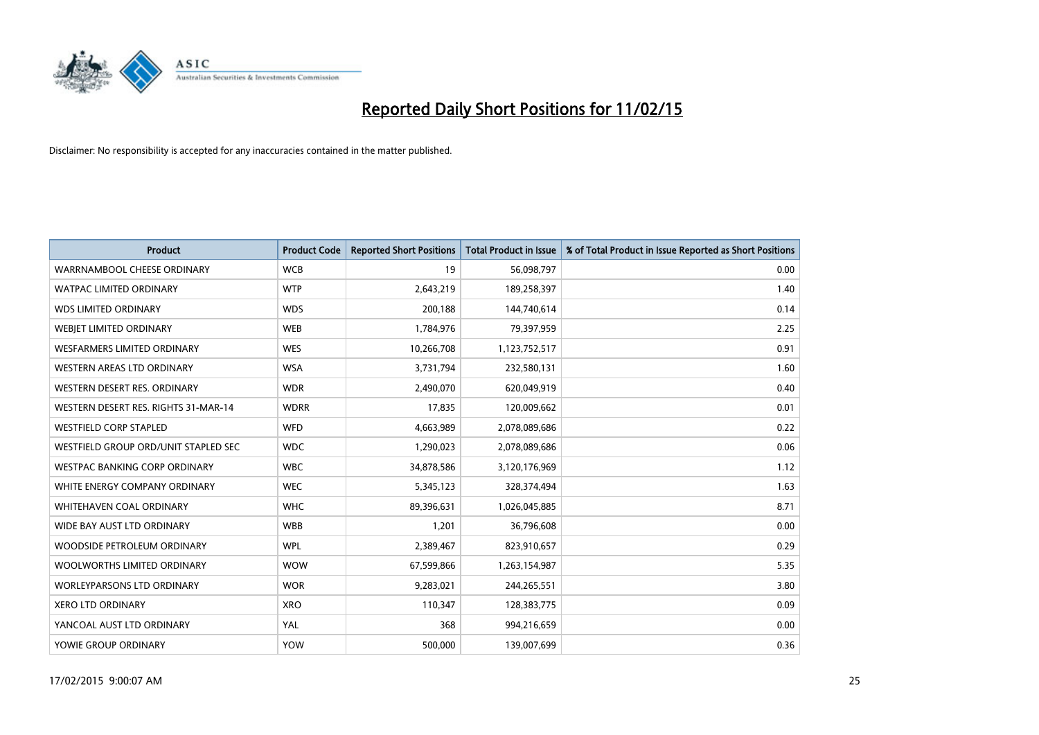# Reported Daily Short Positions for 11/02/15

Disclaimer: No responsibility is accepted for any inaccuracies contained in the matter published.

| Product | Product Code | Reported Short Positions | Total Product in Issue | % of Total Product in Issue Reported as Short Positions |
|---|---|---|---|---|
| WARRNAMBOOL CHEESE ORDINARY | WCB | 19 | 56,098,797 | 0.00 |
| WATPAC LIMITED ORDINARY | WTP | 2,643,219 | 189,258,397 | 1.40 |
| WDS LIMITED ORDINARY | WDS | 200,188 | 144,740,614 | 0.14 |
| WEBJET LIMITED ORDINARY | WEB | 1,784,976 | 79,397,959 | 2.25 |
| WESFARMERS LIMITED ORDINARY | WES | 10,266,708 | 1,123,752,517 | 0.91 |
| WESTERN AREAS LTD ORDINARY | WSA | 3,731,794 | 232,580,131 | 1.60 |
| WESTERN DESERT RES. ORDINARY | WDR | 2,490,070 | 620,049,919 | 0.40 |
| WESTERN DESERT RES. RIGHTS 31-MAR-14 | WDRR | 17,835 | 120,009,662 | 0.01 |
| WESTFIELD CORP STAPLED | WFD | 4,663,989 | 2,078,089,686 | 0.22 |
| WESTFIELD GROUP ORD/UNIT STAPLED SEC | WDC | 1,290,023 | 2,078,089,686 | 0.06 |
| WESTPAC BANKING CORP ORDINARY | WBC | 34,878,586 | 3,120,176,969 | 1.12 |
| WHITE ENERGY COMPANY ORDINARY | WEC | 5,345,123 | 328,374,494 | 1.63 |
| WHITEHAVEN COAL ORDINARY | WHC | 89,396,631 | 1,026,045,885 | 8.71 |
| WIDE BAY AUST LTD ORDINARY | WBB | 1,201 | 36,796,608 | 0.00 |
| WOODSIDE PETROLEUM ORDINARY | WPL | 2,389,467 | 823,910,657 | 0.29 |
| WOOLWORTHS LIMITED ORDINARY | WOW | 67,599,866 | 1,263,154,987 | 5.35 |
| WORLEYPARSONS LTD ORDINARY | WOR | 9,283,021 | 244,265,551 | 3.80 |
| XERO LTD ORDINARY | XRO | 110,347 | 128,383,775 | 0.09 |
| YANCOAL AUST LTD ORDINARY | YAL | 368 | 994,216,659 | 0.00 |
| YOWIE GROUP ORDINARY | YOW | 500,000 | 139,007,699 | 0.36 |

17/02/2015 9:00:07 AM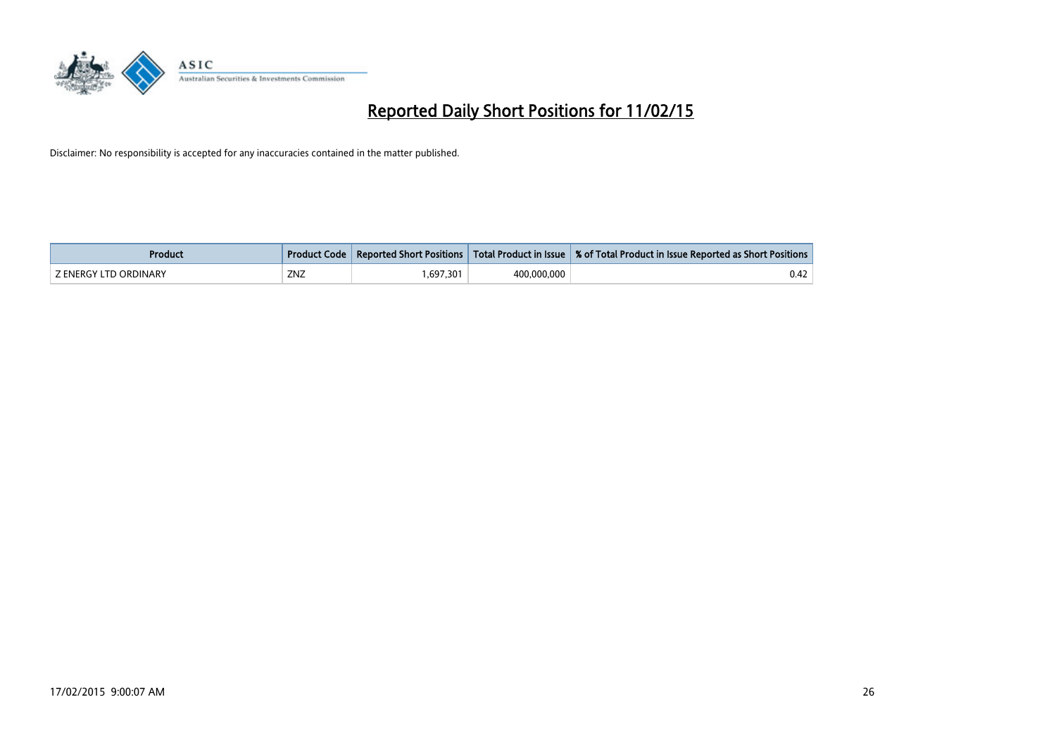# Reported Daily Short Positions for 11/02/15

Disclaimer: No responsibility is accepted for any inaccuracies contained in the matter published.

| Product | Product Code | Reported Short Positions | Total Product in Issue | % of Total Product in Issue Reported as Short Positions |
|---|---|---|---|---|
| Z ENERGY LTD ORDINARY | ZNZ | 1,697,301 | 400,000,000 | 0.42 |

17/02/2015 9:00:07 AM